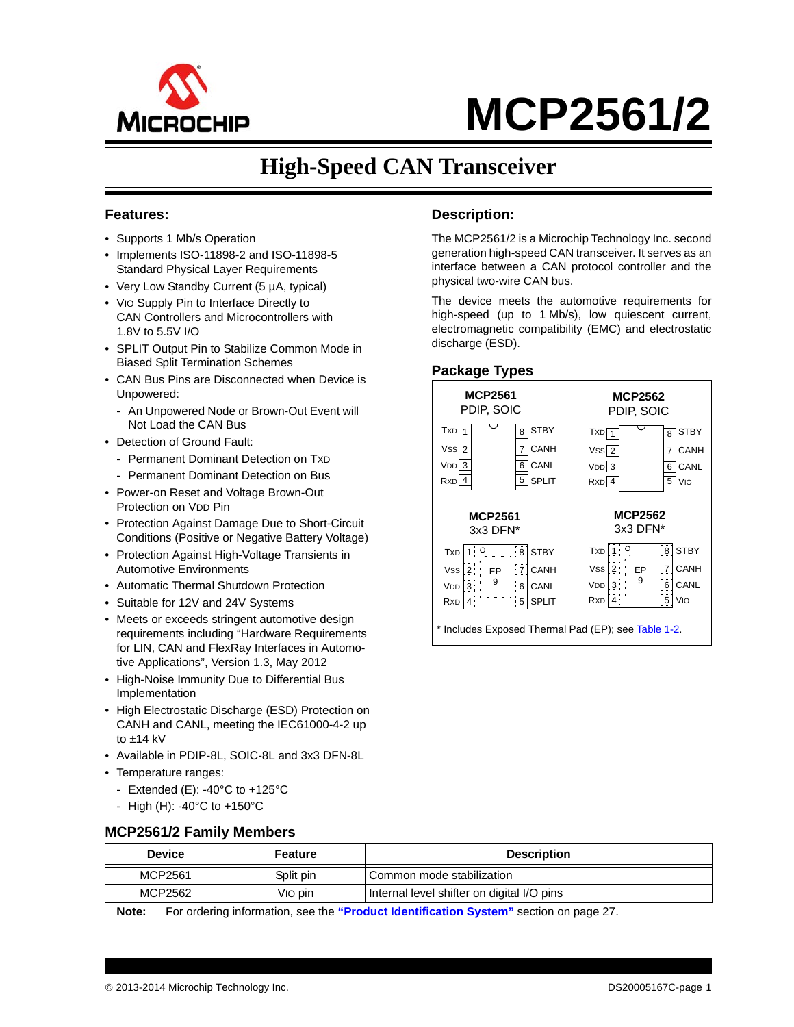# MCP2561/2

## High-Speed CAN Transceiver

### Features:

- Supports 1 Mb/s Operation
- Implements ISO-11898-2 and ISO-11898-5 Standard Physical Layer Requirements
- Very Low Standby Current (5 µA, typical)
- VIO Supply Pin to Interface Directly to CAN Controllers and Microcontrollers with 1.8V to 5.5V I/O
- SPLIT Output Pin to Stabilize Common Mode in Biased Split Termination Schemes
- CAN Bus Pins are Disconnected when Device is Unpowered:
  - An Unpowered Node or Brown-Out Event will Not Load the CAN Bus
- Detection of Ground Fault:
  - Permanent Dominant Detection on TXD
  - Permanent Dominant Detection on Bus
- Power-on Reset and Voltage Brown-Out Protection on VDD Pin
- Protection Against Damage Due to Short-Circuit Conditions (Positive or Negative Battery Voltage)
- Protection Against High-Voltage Transients in Automotive Environments
- Automatic Thermal Shutdown Protection
- Suitable for 12V and 24V Systems
- Meets or exceeds stringent automotive design requirements including "Hardware Requirements for LIN, CAN and FlexRay Interfaces in Automotive Applications", Version 1.3, May 2012
- High-Noise Immunity Due to Differential Bus Implementation
- High Electrostatic Discharge (ESD) Protection on CANH and CANL, meeting the IEC61000-4-2 up to ±14 kV
- Available in PDIP-8L, SOIC-8L and 3x3 DFN-8L
- Temperature ranges:
  - Extended (E): -40°C to +125°C
  - High (H): -40°C to +150°C

### Description:

The MCP2561/2 is a Microchip Technology Inc. second generation high-speed CAN transceiver. It serves as an interface between a CAN protocol controller and the physical two-wire CAN bus.

The device meets the automotive requirements for high-speed (up to 1 Mb/s), low quiescent current, electromagnetic compatibility (EMC) and electrostatic discharge (ESD).

### Package Types

**MCP2561** PDIP, SOIC

| Pin | Name | Pin | Name |
|---|---|---|---|
| 1 | TXD | 8 | STBY |
| 2 | VSS | 7 | CANH |
| 3 | VDD | 6 | CANL |
| 4 | RXD | 5 | SPLIT |

**MCP2562** PDIP, SOIC

| Pin | Name | Pin | Name |
|---|---|---|---|
| 1 | TXD | 8 | STBY |
| 2 | VSS | 7 | CANH |
| 3 | VDD | 6 | CANL |
| 4 | RXD | 5 | VIO |

**MCP2561** 3x3 DFN*

| Pin | Name | Pin | Name |
|---|---|---|---|
| 1 | TXD | 8 | STBY |
| 2 | VSS | 7 | CANH |
| 3 | VDD | 6 | CANL |
| 4 | RXD | 5 | SPLIT |
| 9 | EP | | |

**MCP2562** 3x3 DFN*

| Pin | Name | Pin | Name |
|---|---|---|---|
| 1 | TXD | 8 | STBY |
| 2 | VSS | 7 | CANH |
| 3 | VDD | 6 | CANL |
| 4 | RXD | 5 | VIO |
| 9 | EP | | |

\* Includes Exposed Thermal Pad (EP); see Table 1-2.

### MCP2561/2 Family Members

| Device | Feature | Description |
|---|---|---|
| MCP2561 | Split pin | Common mode stabilization |
| MCP2562 | VIO pin | Internal level shifter on digital I/O pins |

**Note:** For ordering information, see the **"Product Identification System"** section on page 27.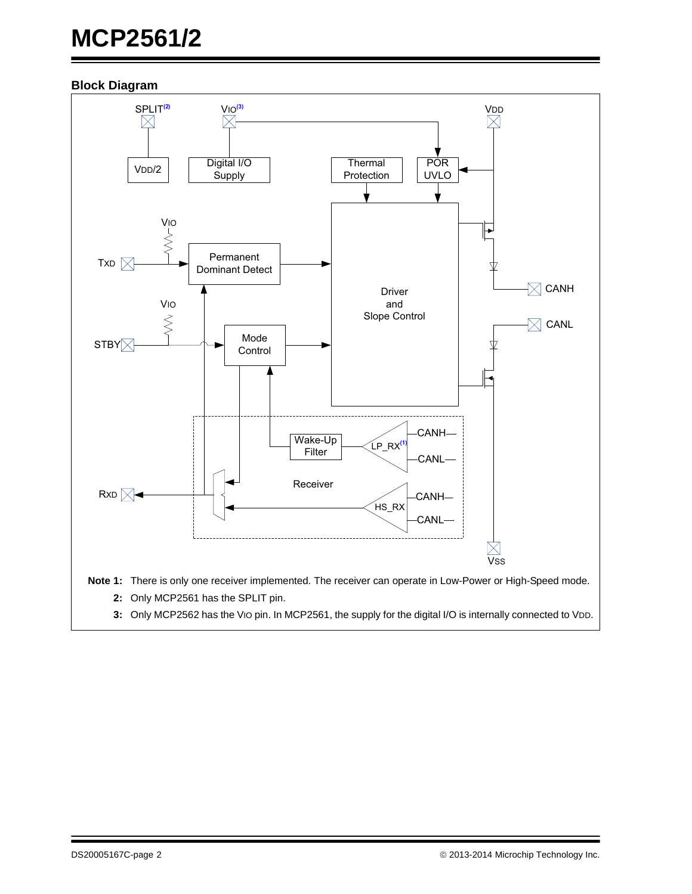## Block Diagram

**Note 1:** There is only one receiver implemented. The receiver can operate in Low-Power or High-Speed mode.

**2:** Only MCP2561 has the SPLIT pin.

**3:** Only MCP2562 has the $V_{IO}$ pin. In MCP2561, the supply for the digital I/O is internally connected to $V_{DD}$.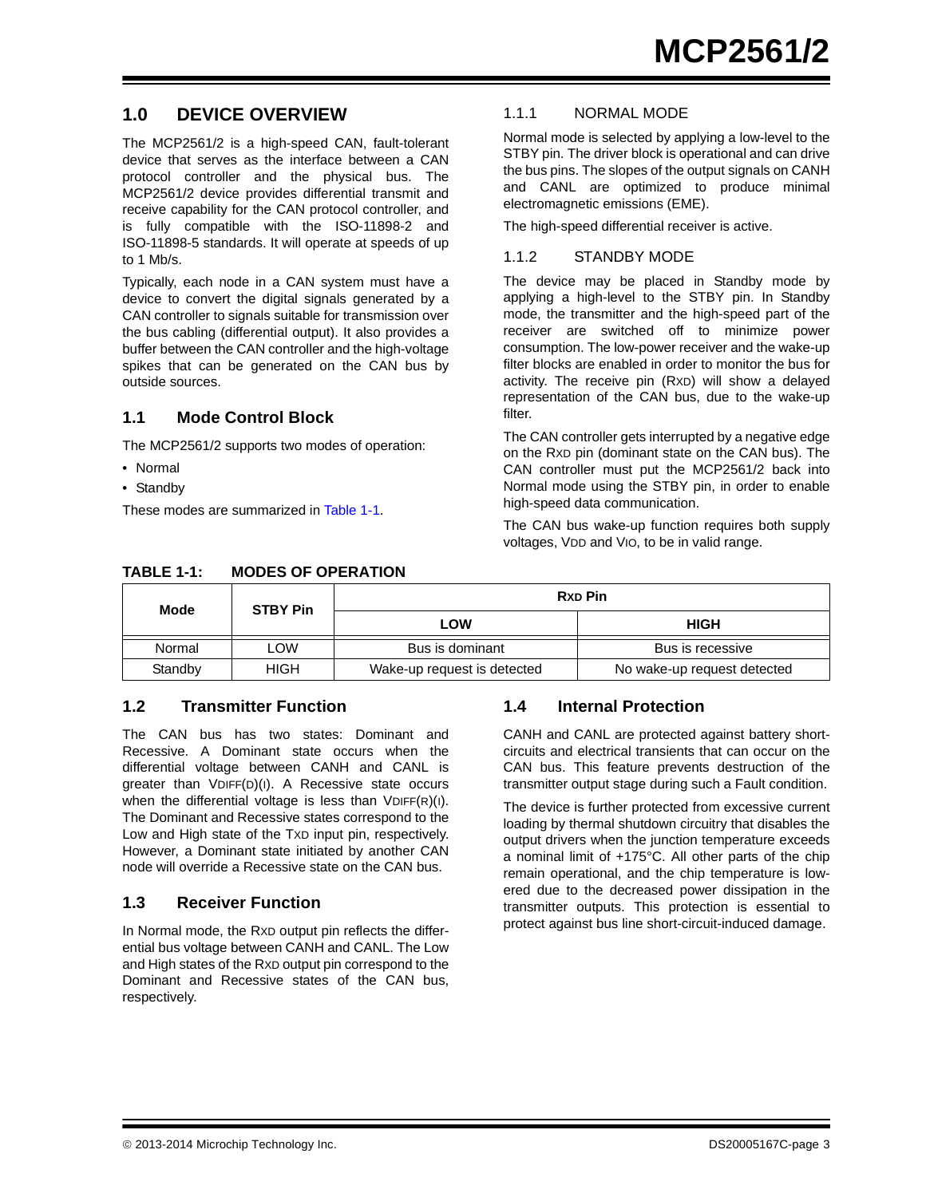## 1.0 DEVICE OVERVIEW

The MCP2561/2 is a high-speed CAN, fault-tolerant device that serves as the interface between a CAN protocol controller and the physical bus. The MCP2561/2 device provides differential transmit and receive capability for the CAN protocol controller, and is fully compatible with the ISO-11898-2 and ISO-11898-5 standards. It will operate at speeds of up to 1 Mb/s.

Typically, each node in a CAN system must have a device to convert the digital signals generated by a CAN controller to signals suitable for transmission over the bus cabling (differential output). It also provides a buffer between the CAN controller and the high-voltage spikes that can be generated on the CAN bus by outside sources.

### 1.1 Mode Control Block

The MCP2561/2 supports two modes of operation:

- Normal
- Standby

These modes are summarized in Table 1-1.

#### 1.1.1 NORMAL MODE

Normal mode is selected by applying a low-level to the STBY pin. The driver block is operational and can drive the bus pins. The slopes of the output signals on CANH and CANL are optimized to produce minimal electromagnetic emissions (EME).

The high-speed differential receiver is active.

#### 1.1.2 STANDBY MODE

The device may be placed in Standby mode by applying a high-level to the STBY pin. In Standby mode, the transmitter and the high-speed part of the receiver are switched off to minimize power consumption. The low-power receiver and the wake-up filter blocks are enabled in order to monitor the bus for activity. The receive pin ($R_{XD}$) will show a delayed representation of the CAN bus, due to the wake-up filter.

The CAN controller gets interrupted by a negative edge on the $R_{XD}$ pin (dominant state on the CAN bus). The CAN controller must put the MCP2561/2 back into Normal mode using the STBY pin, in order to enable high-speed data communication.

The CAN bus wake-up function requires both supply voltages, $V_{DD}$ and $V_{IO}$, to be in valid range.

**TABLE 1-1: MODES OF OPERATION**

| Mode | STBY Pin | $R_{XD}$ Pin | |
|---|---|---|---|
| | | LOW | HIGH |
| Normal | LOW | Bus is dominant | Bus is recessive |
| Standby | HIGH | Wake-up request is detected | No wake-up request detected |

### 1.2 Transmitter Function

The CAN bus has two states: Dominant and Recessive. A Dominant state occurs when the differential voltage between CANH and CANL is greater than $V_{DIFF(D)(I)}$. A Recessive state occurs when the differential voltage is less than $V_{DIFF(R)(I)}$. The Dominant and Recessive states correspond to the Low and High state of the $T_{XD}$ input pin, respectively. However, a Dominant state initiated by another CAN node will override a Recessive state on the CAN bus.

### 1.3 Receiver Function

In Normal mode, the $R_{XD}$ output pin reflects the differential bus voltage between CANH and CANL. The Low and High states of the $R_{XD}$ output pin correspond to the Dominant and Recessive states of the CAN bus, respectively.

### 1.4 Internal Protection

CANH and CANL are protected against battery short-circuits and electrical transients that can occur on the CAN bus. This feature prevents destruction of the transmitter output stage during such a Fault condition.

The device is further protected from excessive current loading by thermal shutdown circuitry that disables the output drivers when the junction temperature exceeds a nominal limit of +175°C. All other parts of the chip remain operational, and the chip temperature is lowered due to the decreased power dissipation in the transmitter outputs. This protection is essential to protect against bus line short-circuit-induced damage.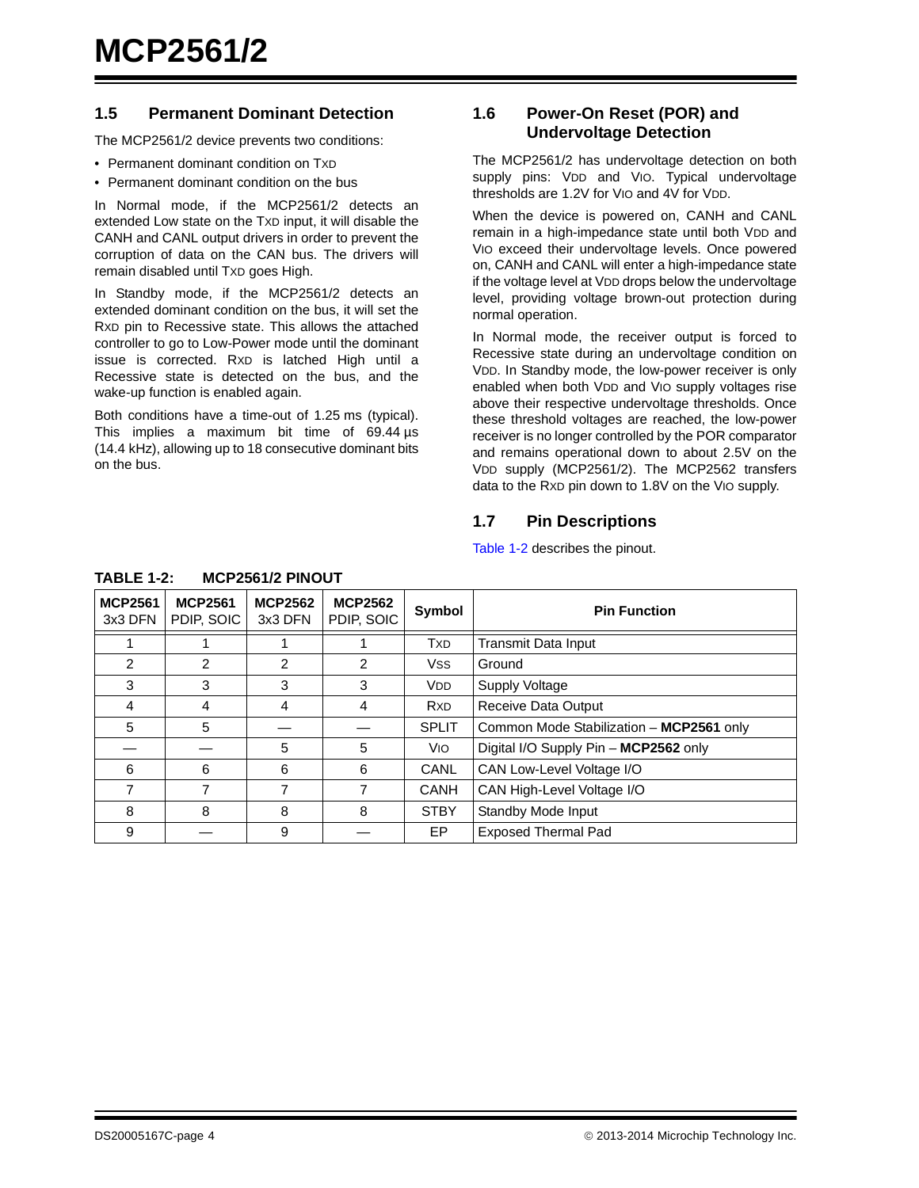## 1.5 Permanent Dominant Detection

The MCP2561/2 device prevents two conditions:

- Permanent dominant condition on TXD
- Permanent dominant condition on the bus

In Normal mode, if the MCP2561/2 detects an extended Low state on the TXD input, it will disable the CANH and CANL output drivers in order to prevent the corruption of data on the CAN bus. The drivers will remain disabled until TXD goes High.

In Standby mode, if the MCP2561/2 detects an extended dominant condition on the bus, it will set the RXD pin to Recessive state. This allows the attached controller to go to Low-Power mode until the dominant issue is corrected. RXD is latched High until a Recessive state is detected on the bus, and the wake-up function is enabled again.

Both conditions have a time-out of 1.25 ms (typical). This implies a maximum bit time of 69.44 µs (14.4 kHz), allowing up to 18 consecutive dominant bits on the bus.

## 1.6 Power-On Reset (POR) and Undervoltage Detection

The MCP2561/2 has undervoltage detection on both supply pins: VDD and VIO. Typical undervoltage thresholds are 1.2V for VIO and 4V for VDD.

When the device is powered on, CANH and CANL remain in a high-impedance state until both VDD and VIO exceed their undervoltage levels. Once powered on, CANH and CANL will enter a high-impedance state if the voltage level at VDD drops below the undervoltage level, providing voltage brown-out protection during normal operation.

In Normal mode, the receiver output is forced to Recessive state during an undervoltage condition on VDD. In Standby mode, the low-power receiver is only enabled when both VDD and VIO supply voltages rise above their respective undervoltage thresholds. Once these threshold voltages are reached, the low-power receiver is no longer controlled by the POR comparator and remains operational down to about 2.5V on the VDD supply (MCP2561/2). The MCP2562 transfers data to the RXD pin down to 1.8V on the VIO supply.

## 1.7 Pin Descriptions

Table 1-2 describes the pinout.

**TABLE 1-2: MCP2561/2 PINOUT**

| MCP2561 3x3 DFN | MCP2561 PDIP, SOIC | MCP2562 3x3 DFN | MCP2562 PDIP, SOIC | Symbol | Pin Function |
|---|---|---|---|---|---|
| 1 | 1 | 1 | 1 | TXD | Transmit Data Input |
| 2 | 2 | 2 | 2 | VSS | Ground |
| 3 | 3 | 3 | 3 | VDD | Supply Voltage |
| 4 | 4 | 4 | 4 | RXD | Receive Data Output |
| 5 | 5 | — | — | SPLIT | Common Mode Stabilization – **MCP2561** only |
| — | — | 5 | 5 | VIO | Digital I/O Supply Pin – **MCP2562** only |
| 6 | 6 | 6 | 6 | CANL | CAN Low-Level Voltage I/O |
| 7 | 7 | 7 | 7 | CANH | CAN High-Level Voltage I/O |
| 8 | 8 | 8 | 8 | STBY | Standby Mode Input |
| 9 | — | 9 | — | EP | Exposed Thermal Pad |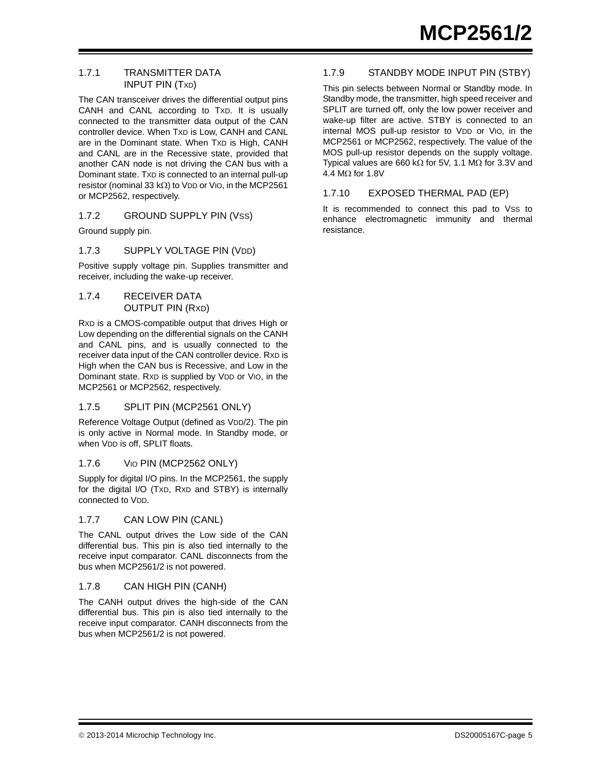### 1.7.1 TRANSMITTER DATA INPUT PIN (TXD)

The CAN transceiver drives the differential output pins CANH and CANL according to TXD. It is usually connected to the transmitter data output of the CAN controller device. When TXD is Low, CANH and CANL are in the Dominant state. When TXD is High, CANH and CANL are in the Recessive state, provided that another CAN node is not driving the CAN bus with a Dominant state. TXD is connected to an internal pull-up resistor (nominal 33 kΩ) to $V_{DD}$ or $V_{IO}$, in the MCP2561 or MCP2562, respectively.

### 1.7.2 GROUND SUPPLY PIN ($V_{SS}$)

Ground supply pin.

### 1.7.3 SUPPLY VOLTAGE PIN ($V_{DD}$)

Positive supply voltage pin. Supplies transmitter and receiver, including the wake-up receiver.

### 1.7.4 RECEIVER DATA OUTPUT PIN (RXD)

RXD is a CMOS-compatible output that drives High or Low depending on the differential signals on the CANH and CANL pins, and is usually connected to the receiver data input of the CAN controller device. RXD is High when the CAN bus is Recessive, and Low in the Dominant state. RXD is supplied by $V_{DD}$ or $V_{IO}$, in the MCP2561 or MCP2562, respectively.

### 1.7.5 SPLIT PIN (MCP2561 ONLY)

Reference Voltage Output (defined as $V_{DD}$/2). The pin is only active in Normal mode. In Standby mode, or when $V_{DD}$ is off, SPLIT floats.

### 1.7.6 $V_{IO}$ PIN (MCP2562 ONLY)

Supply for digital I/O pins. In the MCP2561, the supply for the digital I/O (TXD, RXD and STBY) is internally connected to $V_{DD}$.

### 1.7.7 CAN LOW PIN (CANL)

The CANL output drives the Low side of the CAN differential bus. This pin is also tied internally to the receive input comparator. CANL disconnects from the bus when MCP2561/2 is not powered.

### 1.7.8 CAN HIGH PIN (CANH)

The CANH output drives the high-side of the CAN differential bus. This pin is also tied internally to the receive input comparator. CANH disconnects from the bus when MCP2561/2 is not powered.

### 1.7.9 STANDBY MODE INPUT PIN (STBY)

This pin selects between Normal or Standby mode. In Standby mode, the transmitter, high speed receiver and SPLIT are turned off, only the low power receiver and wake-up filter are active. STBY is connected to an internal MOS pull-up resistor to $V_{DD}$ or $V_{IO}$, in the MCP2561 or MCP2562, respectively. The value of the MOS pull-up resistor depends on the supply voltage. Typical values are 660 kΩ for 5V, 1.1 MΩ for 3.3V and 4.4 MΩ for 1.8V

### 1.7.10 EXPOSED THERMAL PAD (EP)

It is recommended to connect this pad to $V_{SS}$ to enhance electromagnetic immunity and thermal resistance.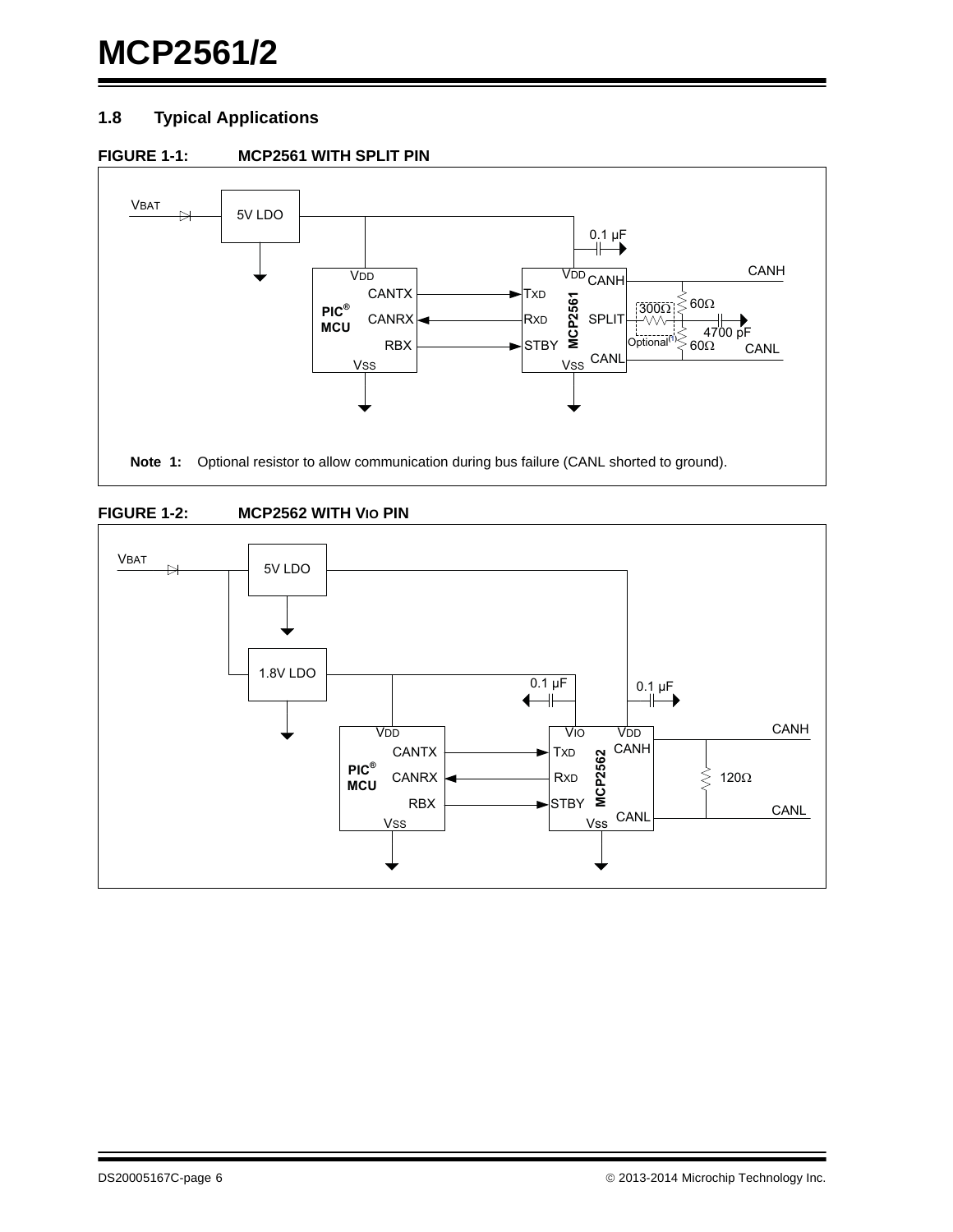## 1.8 Typical Applications

**FIGURE 1-1: MCP2561 WITH SPLIT PIN**

**Note 1:** Optional resistor to allow communication during bus failure (CANL shorted to ground).

**FIGURE 1-2: MCP2562 WITH VIO PIN**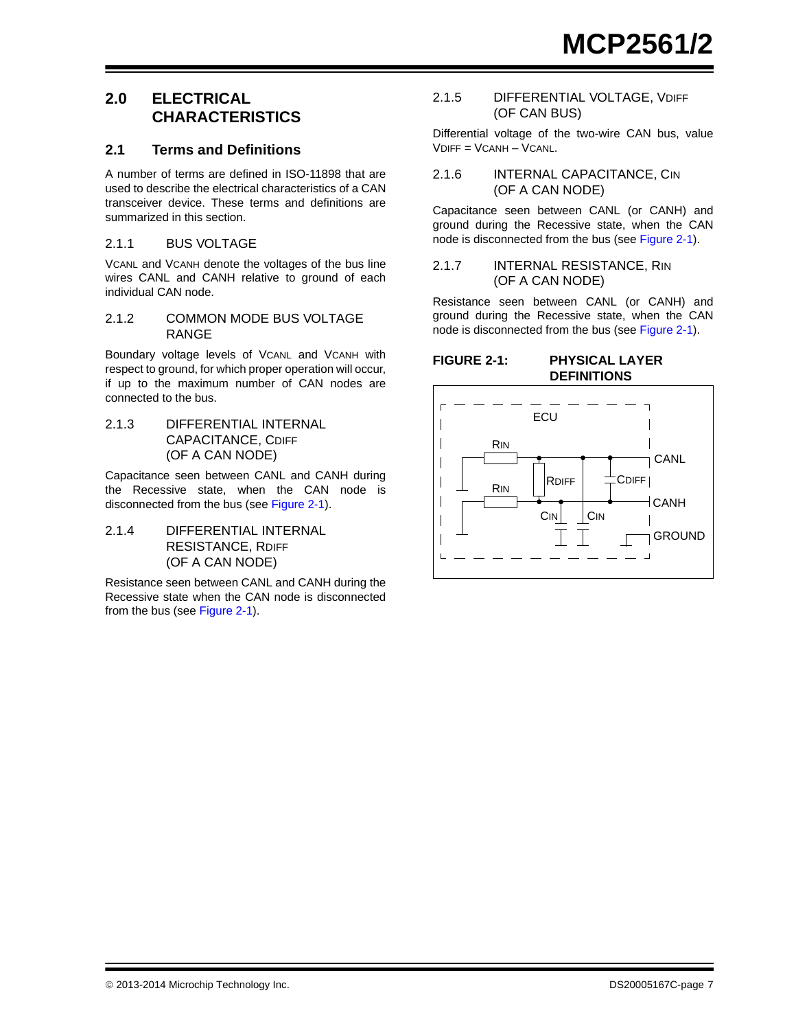# 2.0 ELECTRICAL CHARACTERISTICS

## 2.1 Terms and Definitions

A number of terms are defined in ISO-11898 that are used to describe the electrical characteristics of a CAN transceiver device. These terms and definitions are summarized in this section.

### 2.1.1 BUS VOLTAGE

$V_{CANL}$ and $V_{CANH}$ denote the voltages of the bus line wires CANL and CANH relative to ground of each individual CAN node.

### 2.1.2 COMMON MODE BUS VOLTAGE RANGE

Boundary voltage levels of $V_{CANL}$ and $V_{CANH}$ with respect to ground, for which proper operation will occur, if up to the maximum number of CAN nodes are connected to the bus.

### 2.1.3 DIFFERENTIAL INTERNAL CAPACITANCE, $C_{DIFF}$ (OF A CAN NODE)

Capacitance seen between CANL and CANH during the Recessive state, when the CAN node is disconnected from the bus (see Figure 2-1).

### 2.1.4 DIFFERENTIAL INTERNAL RESISTANCE, $R_{DIFF}$ (OF A CAN NODE)

Resistance seen between CANL and CANH during the Recessive state when the CAN node is disconnected from the bus (see Figure 2-1).

### 2.1.5 DIFFERENTIAL VOLTAGE, $V_{DIFF}$ (OF CAN BUS)

Differential voltage of the two-wire CAN bus, value $V_{DIFF} = V_{CANH} - V_{CANL}$.

### 2.1.6 INTERNAL CAPACITANCE, $C_{IN}$ (OF A CAN NODE)

Capacitance seen between CANL (or CANH) and ground during the Recessive state, when the CAN node is disconnected from the bus (see Figure 2-1).

### 2.1.7 INTERNAL RESISTANCE, $R_{IN}$ (OF A CAN NODE)

Resistance seen between CANL (or CANH) and ground during the Recessive state, when the CAN node is disconnected from the bus (see Figure 2-1).

**FIGURE 2-1: PHYSICAL LAYER DEFINITIONS**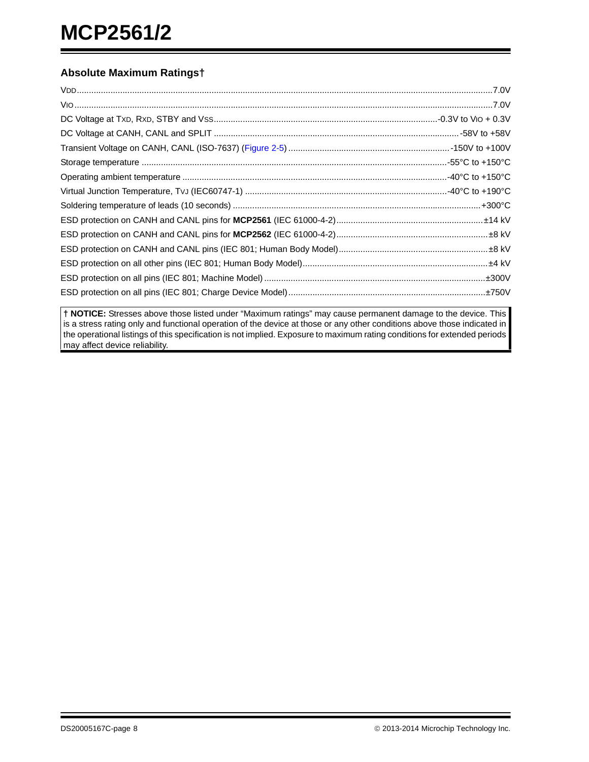## Absolute Maximum Ratings†

$V_{DD}$ ........ 7.0V

$V_{IO}$ ........ 7.0V

DC Voltage at $T_{XD}$, $R_{XD}$, STBY and $V_{SS}$ ........ -0.3V to $V_{IO}$ + 0.3V

DC Voltage at CANH, CANL and SPLIT ........ -58V to +58V

Transient Voltage on CANH, CANL (ISO-7637) (Figure 2-5) ........ -150V to +100V

Storage temperature ........ -55°C to +150°C

Operating ambient temperature ........ -40°C to +150°C

Virtual Junction Temperature, $T_{VJ}$ (IEC60747-1) ........ -40°C to +190°C

Soldering temperature of leads (10 seconds) ........ +300°C

ESD protection on CANH and CANL pins for **MCP2561** (IEC 61000-4-2) ........ ±14 kV

ESD protection on CANH and CANL pins for **MCP2562** (IEC 61000-4-2) ........ ±8 kV

ESD protection on CANH and CANL pins (IEC 801; Human Body Model) ........ ±8 kV

ESD protection on all other pins (IEC 801; Human Body Model) ........ ±4 kV

ESD protection on all pins (IEC 801; Machine Model) ........ ±300V

ESD protection on all pins (IEC 801; Charge Device Model) ........ ±750V

**† NOTICE:** Stresses above those listed under “Maximum ratings” may cause permanent damage to the device. This is a stress rating only and functional operation of the device at those or any other conditions above those indicated in the operational listings of this specification is not implied. Exposure to maximum rating conditions for extended periods may affect device reliability.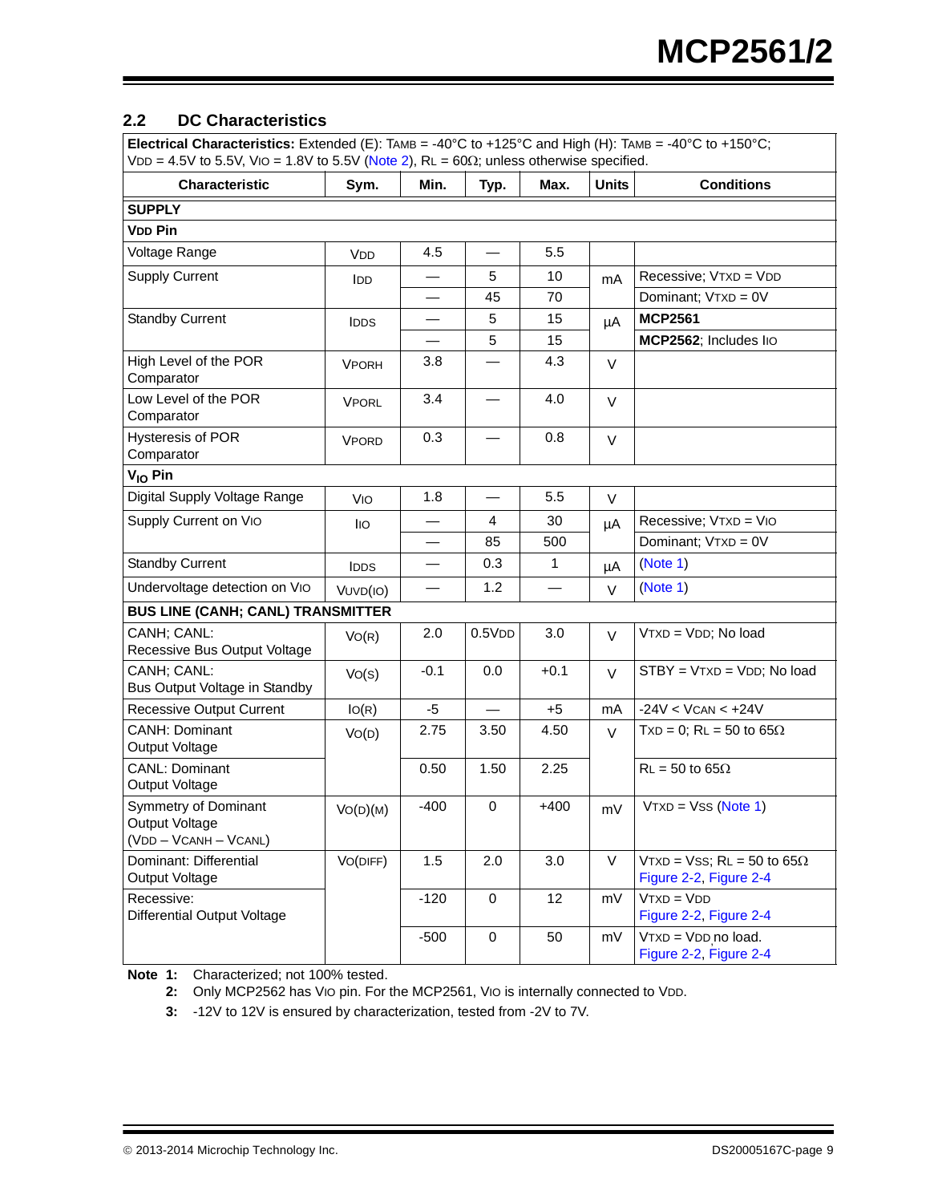## 2.2 DC Characteristics

| **Electrical Characteristics:** Extended (E): $T_{AMB}$ = -40°C to +125°C and High (H): $T_{AMB}$ = -40°C to +150°C; $V_{DD}$ = 4.5V to 5.5V, $V_{IO}$ = 1.8V to 5.5V (Note 2), $R_L$ = 60Ω; unless otherwise specified. | | | | | | |
|---|---|---|---|---|---|---|
| **Characteristic** | **Sym.** | **Min.** | **Typ.** | **Max.** | **Units** | **Conditions** |
| **SUPPLY** | | | | | | |
| **$V_{DD}$ Pin** | | | | | | |
| Voltage Range | $V_{DD}$ | 4.5 | — | 5.5 | | |
| Supply Current | $I_{DD}$ | — | 5 | 10 | mA | Recessive; $V_{TXD}$ = $V_{DD}$ |
| | | — | 45 | 70 | | Dominant; $V_{TXD}$ = 0V |
| Standby Current | $I_{DDS}$ | — | 5 | 15 | µA | **MCP2561** |
| | | — | 5 | 15 | | **MCP2562**; Includes $I_{IO}$ |
| High Level of the POR Comparator | $V_{PORH}$ | 3.8 | — | 4.3 | V | |
| Low Level of the POR Comparator | $V_{PORL}$ | 3.4 | — | 4.0 | V | |
| Hysteresis of POR Comparator | $V_{PORD}$ | 0.3 | — | 0.8 | V | |
| **$V_{IO}$ Pin** | | | | | | |
| Digital Supply Voltage Range | $V_{IO}$ | 1.8 | — | 5.5 | V | |
| Supply Current on $V_{IO}$ | $I_{IO}$ | — | 4 | 30 | µA | Recessive; $V_{TXD}$ = $V_{IO}$ |
| | | — | 85 | 500 | | Dominant; $V_{TXD}$ = 0V |
| Standby Current | $I_{DDS}$ | — | 0.3 | 1 | µA | (Note 1) |
| Undervoltage detection on $V_{IO}$ | $V_{UVD(IO)}$ | — | 1.2 | — | V | (Note 1) |
| **BUS LINE (CANH; CANL) TRANSMITTER** | | | | | | |
| CANH; CANL: Recessive Bus Output Voltage | $V_{O(R)}$ | 2.0 | $0.5V_{DD}$ | 3.0 | V | $V_{TXD}$ = $V_{DD}$; No load |
| CANH; CANL: Bus Output Voltage in Standby | $V_{O(S)}$ | -0.1 | 0.0 | +0.1 | V | STBY = $V_{TXD}$ = $V_{DD}$; No load |
| Recessive Output Current | $I_{O(R)}$ | -5 | — | +5 | mA | -24V < $V_{CAN}$ < +24V |
| CANH: Dominant Output Voltage | $V_{O(D)}$ | 2.75 | 3.50 | 4.50 | V | TXD = 0; $R_L$ = 50 to 65Ω |
| CANL: Dominant Output Voltage | | 0.50 | 1.50 | 2.25 | | $R_L$ = 50 to 65Ω |
| Symmetry of Dominant Output Voltage ($V_{DD}$ – $V_{CANH}$ – $V_{CANL}$) | $V_{O(D)(M)}$ | -400 | 0 | +400 | mV | $V_{TXD}$ = $V_{SS}$ (Note 1) |
| Dominant: Differential Output Voltage | $V_{O(DIFF)}$ | 1.5 | 2.0 | 3.0 | V | $V_{TXD}$ = $V_{SS}$; $R_L$ = 50 to 65Ω Figure 2-2, Figure 2-4 |
| Recessive: Differential Output Voltage | | -120 | 0 | 12 | mV | $V_{TXD}$ = $V_{DD}$ Figure 2-2, Figure 2-4 |
| | | -500 | 0 | 50 | mV | $V_{TXD}$ = $V_{DD}$ no load. Figure 2-2, Figure 2-4 |

**Note 1:** Characterized; not 100% tested.

**2:** Only MCP2562 has $V_{IO}$ pin. For the MCP2561, $V_{IO}$ is internally connected to $V_{DD}$.

**3:** -12V to 12V is ensured by characterization, tested from -2V to 7V.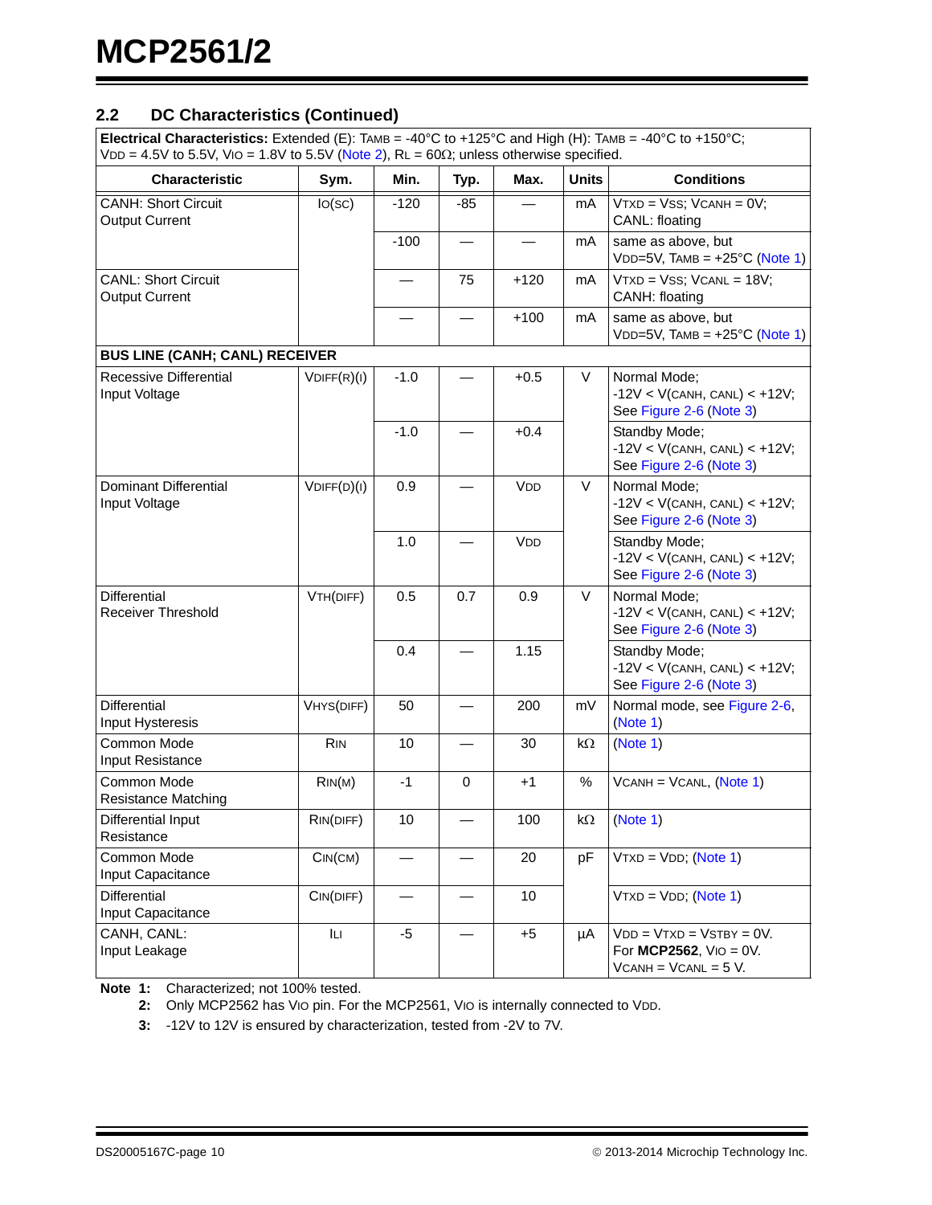## 2.2 DC Characteristics (Continued)

| **Electrical Characteristics:** Extended (E): $T_{AMB}$ = -40°C to +125°C and High (H): $T_{AMB}$ = -40°C to +150°C; $V_{DD}$ = 4.5V to 5.5V, $V_{IO}$ = 1.8V to 5.5V (Note 2), $R_L$ = 60Ω; unless otherwise specified. | | | | | | |
|---|---|---|---|---|---|---|
| **Characteristic** | **Sym.** | **Min.** | **Typ.** | **Max.** | **Units** | **Conditions** |
| CANH: Short Circuit Output Current | $I_{O(SC)}$ | -120 | -85 | — | mA | $V_{TXD}$ = $V_{SS}$; $V_{CANH}$ = 0V; CANL: floating |
| | | -100 | — | — | mA | same as above, but $V_{DD}$=5V, $T_{AMB}$ = +25°C (Note 1) |
| CANL: Short Circuit Output Current | | — | 75 | +120 | mA | $V_{TXD}$ = $V_{SS}$; $V_{CANL}$ = 18V; CANH: floating |
| | | — | — | +100 | mA | same as above, but $V_{DD}$=5V, $T_{AMB}$ = +25°C (Note 1) |
| **BUS LINE (CANH; CANL) RECEIVER** | | | | | | |
| Recessive Differential Input Voltage | $V_{DIFF(R)(I)}$ | -1.0 | — | +0.5 | V | Normal Mode; -12V < V(CANH, CANL) < +12V; See Figure 2-6 (Note 3) |
| | | -1.0 | — | +0.4 | | Standby Mode; -12V < V(CANH, CANL) < +12V; See Figure 2-6 (Note 3) |
| Dominant Differential Input Voltage | $V_{DIFF(D)(I)}$ | 0.9 | — | $V_{DD}$ | V | Normal Mode; -12V < V(CANH, CANL) < +12V; See Figure 2-6 (Note 3) |
| | | 1.0 | — | $V_{DD}$ | | Standby Mode; -12V < V(CANH, CANL) < +12V; See Figure 2-6 (Note 3) |
| Differential Receiver Threshold | $V_{TH(DIFF)}$ | 0.5 | 0.7 | 0.9 | V | Normal Mode; -12V < V(CANH, CANL) < +12V; See Figure 2-6 (Note 3) |
| | | 0.4 | — | 1.15 | | Standby Mode; -12V < V(CANH, CANL) < +12V; See Figure 2-6 (Note 3) |
| Differential Input Hysteresis | $V_{HYS(DIFF)}$ | 50 | — | 200 | mV | Normal mode, see Figure 2-6, (Note 1) |
| Common Mode Input Resistance | $R_{IN}$ | 10 | — | 30 | kΩ | (Note 1) |
| Common Mode Resistance Matching | $R_{IN(M)}$ | -1 | 0 | +1 | % | $V_{CANH}$ = $V_{CANL}$, (Note 1) |
| Differential Input Resistance | $R_{IN(DIFF)}$ | 10 | — | 100 | kΩ | (Note 1) |
| Common Mode Input Capacitance | $C_{IN(CM)}$ | — | — | 20 | pF | $V_{TXD}$ = $V_{DD}$; (Note 1) |
| Differential Input Capacitance | $C_{IN(DIFF)}$ | — | — | 10 | | $V_{TXD}$ = $V_{DD}$; (Note 1) |
| CANH, CANL: Input Leakage | $I_{LI}$ | -5 | — | +5 | µA | $V_{DD}$ = $V_{TXD}$ = $V_{STBY}$ = 0V. For **MCP2562**, $V_{IO}$ = 0V. $V_{CANH}$ = $V_{CANL}$ = 5 V. |

**Note 1:** Characterized; not 100% tested.

**2:** Only MCP2562 has $V_{IO}$ pin. For the MCP2561, $V_{IO}$ is internally connected to $V_{DD}$.

**3:** -12V to 12V is ensured by characterization, tested from -2V to 7V.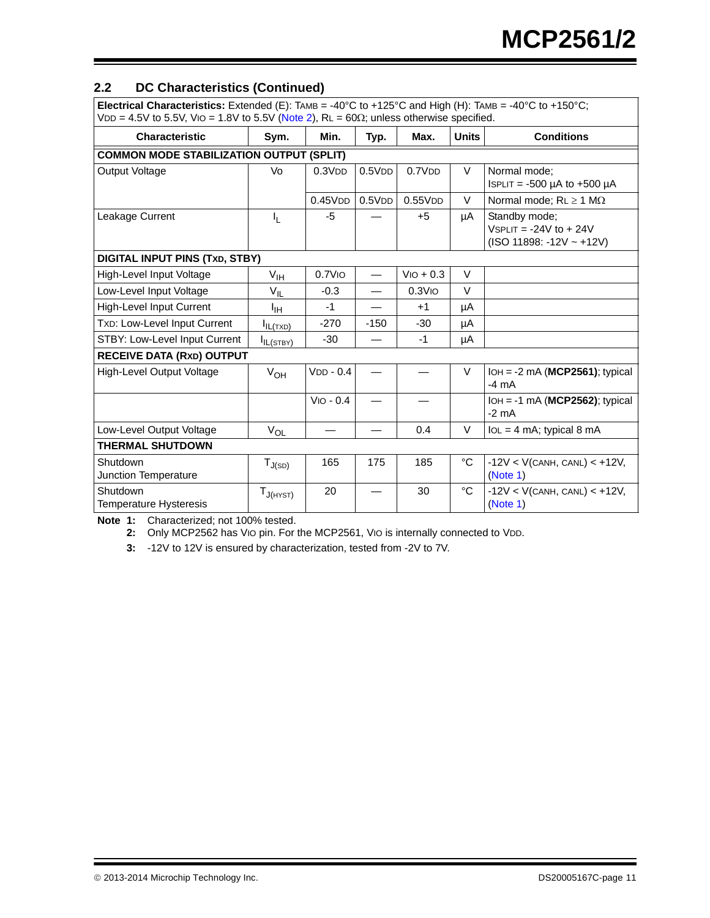## 2.2 DC Characteristics (Continued)

| **Electrical Characteristics:** Extended (E): $T_{AMB}$ = -40°C to +125°C and High (H): $T_{AMB}$ = -40°C to +150°C; $V_{DD}$ = 4.5V to 5.5V, $V_{IO}$ = 1.8V to 5.5V (Note 2), $R_L$ = 60Ω; unless otherwise specified. | | | | | | |
|---|---|---|---|---|---|---|
| **Characteristic** | **Sym.** | **Min.** | **Typ.** | **Max.** | **Units** | **Conditions** |
| **COMMON MODE STABILIZATION OUTPUT (SPLIT)** | | | | | | |
| Output Voltage | $V_O$ | $0.3V_{DD}$ | $0.5V_{DD}$ | $0.7V_{DD}$ | V | Normal mode; $I_{SPLIT}$ = -500 µA to +500 µA |
| | | $0.45V_{DD}$ | $0.5V_{DD}$ | $0.55V_{DD}$ | V | Normal mode; $R_L \geq 1$ MΩ |
| Leakage Current | $I_L$ | -5 | — | +5 | µA | Standby mode; $V_{SPLIT}$ = -24V to + 24V (ISO 11898: -12V ~ +12V) |
| **DIGITAL INPUT PINS (TXD, STBY)** | | | | | | |
| High-Level Input Voltage | $V_{IH}$ | $0.7V_{IO}$ | — | $V_{IO}$ + 0.3 | V | |
| Low-Level Input Voltage | $V_{IL}$ | -0.3 | — | $0.3V_{IO}$ | V | |
| High-Level Input Current | $I_{IH}$ | -1 | — | +1 | µA | |
| TXD: Low-Level Input Current | $I_{IL(TXD)}$ | -270 | -150 | -30 | µA | |
| STBY: Low-Level Input Current | $I_{IL(STBY)}$ | -30 | — | -1 | µA | |
| **RECEIVE DATA (RXD) OUTPUT** | | | | | | |
| High-Level Output Voltage | $V_{OH}$ | $V_{DD}$ - 0.4 | — | — | V | $I_{OH}$ = -2 mA (**MCP2561**); typical -4 mA |
| | | $V_{IO}$ - 0.4 | — | — | | $I_{OH}$ = -1 mA (**MCP2562**); typical -2 mA |
| Low-Level Output Voltage | $V_{OL}$ | — | — | 0.4 | V | $I_{OL}$ = 4 mA; typical 8 mA |
| **THERMAL SHUTDOWN** | | | | | | |
| Shutdown Junction Temperature | $T_{J(SD)}$ | 165 | 175 | 185 | °C | -12V < V(CANH, CANL) < +12V, (Note 1) |
| Shutdown Temperature Hysteresis | $T_{J(HYST)}$ | 20 | — | 30 | °C | -12V < V(CANH, CANL) < +12V, (Note 1) |

**Note 1:** Characterized; not 100% tested.

**2:** Only MCP2562 has $V_{IO}$ pin. For the MCP2561, $V_{IO}$ is internally connected to $V_{DD}$.

**3:** -12V to 12V is ensured by characterization, tested from -2V to 7V.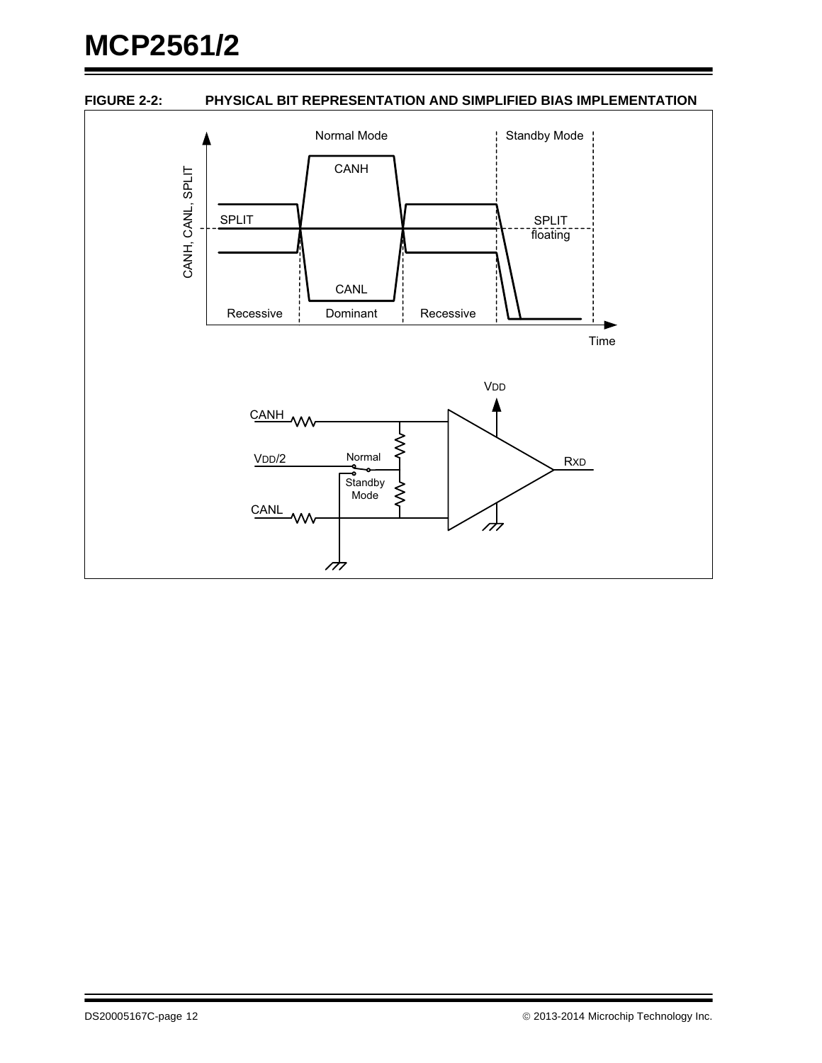**FIGURE 2-2: PHYSICAL BIT REPRESENTATION AND SIMPLIFIED BIAS IMPLEMENTATION**

Normal Mode | Standby Mode

CANH, CANL, SPLIT

CANH

SPLIT

SPLIT floating

CANL

Recessive | Dominant | Recessive

Time

VDD

CANH

VDD/2

Normal

Standby Mode

CANL

RXD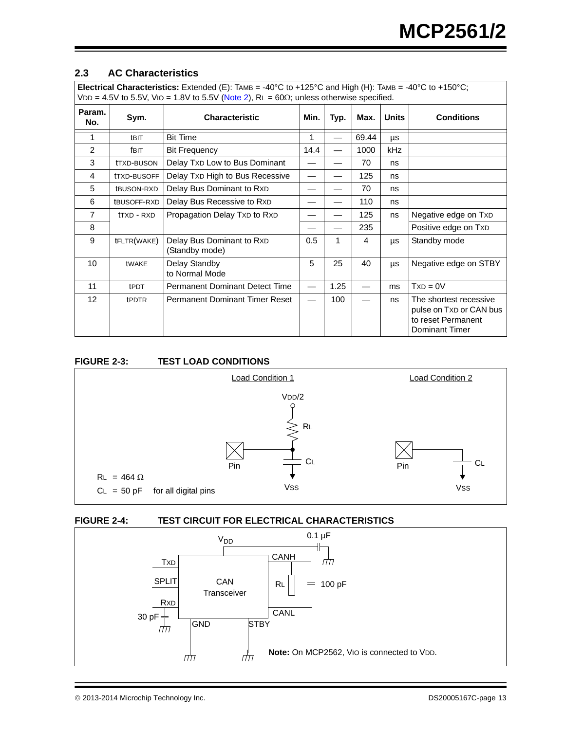## 2.3 AC Characteristics

| **Electrical Characteristics:** Extended (E): $T_{AMB}$ = -40°C to +125°C and High (H): $T_{AMB}$ = -40°C to +150°C; $V_{DD}$ = 4.5V to 5.5V, $V_{IO}$ = 1.8V to 5.5V (Note 2), $R_L$ = 60Ω; unless otherwise specified. | | | | | | | |
|---|---|---|---|---|---|---|---|
| **Param. No.** | **Sym.** | **Characteristic** | **Min.** | **Typ.** | **Max.** | **Units** | **Conditions** |
| 1 | $t_{BIT}$ | Bit Time | 1 | — | 69.44 | µs | |
| 2 | $f_{BIT}$ | Bit Frequency | 14.4 | — | 1000 | kHz | |
| 3 | $t_{TXD-BUSON}$ | Delay TXD Low to Bus Dominant | — | — | 70 | ns | |
| 4 | $t_{TXD-BUSOFF}$ | Delay TXD High to Bus Recessive | — | — | 125 | ns | |
| 5 | $t_{BUSON-RXD}$ | Delay Bus Dominant to RXD | — | — | 70 | ns | |
| 6 | $t_{BUSOFF-RXD}$ | Delay Bus Recessive to RXD | — | — | 110 | ns | |
| 7 | $t_{TXD-RXD}$ | Propagation Delay TXD to RXD | — | — | 125 | ns | Negative edge on TXD |
| 8 | | | — | — | 235 | | Positive edge on TXD |
| 9 | $t_{FLTR(WAKE)}$ | Delay Bus Dominant to RXD (Standby mode) | 0.5 | 1 | 4 | µs | Standby mode |
| 10 | $t_{WAKE}$ | Delay Standby to Normal Mode | 5 | 25 | 40 | µs | Negative edge on STBY |
| 11 | $t_{PDT}$ | Permanent Dominant Detect Time | — | 1.25 | — | ms | TXD = 0V |
| 12 | $t_{PDTR}$ | Permanent Dominant Timer Reset | — | 100 | — | ns | The shortest recessive pulse on TXD or CAN bus to reset Permanent Dominant Timer |

**FIGURE 2-3: TEST LOAD CONDITIONS**

Load Condition 1

$V_{DD}/2$, $R_L$, Pin, $C_L$, $V_{SS}$

$R_L$ = 464 Ω

$C_L$ = 50 pF for all digital pins

Load Condition 2

Pin, $C_L$, $V_{SS}$

**FIGURE 2-4: TEST CIRCUIT FOR ELECTRICAL CHARACTERISTICS**

$V_{DD}$, 0.1 µF, TXD, SPLIT, RXD, 30 pF, CAN Transceiver, CANH, CANL, $R_L$, 100 pF, GND, STBY

**Note:** On MCP2562, $V_{IO}$ is connected to $V_{DD}$.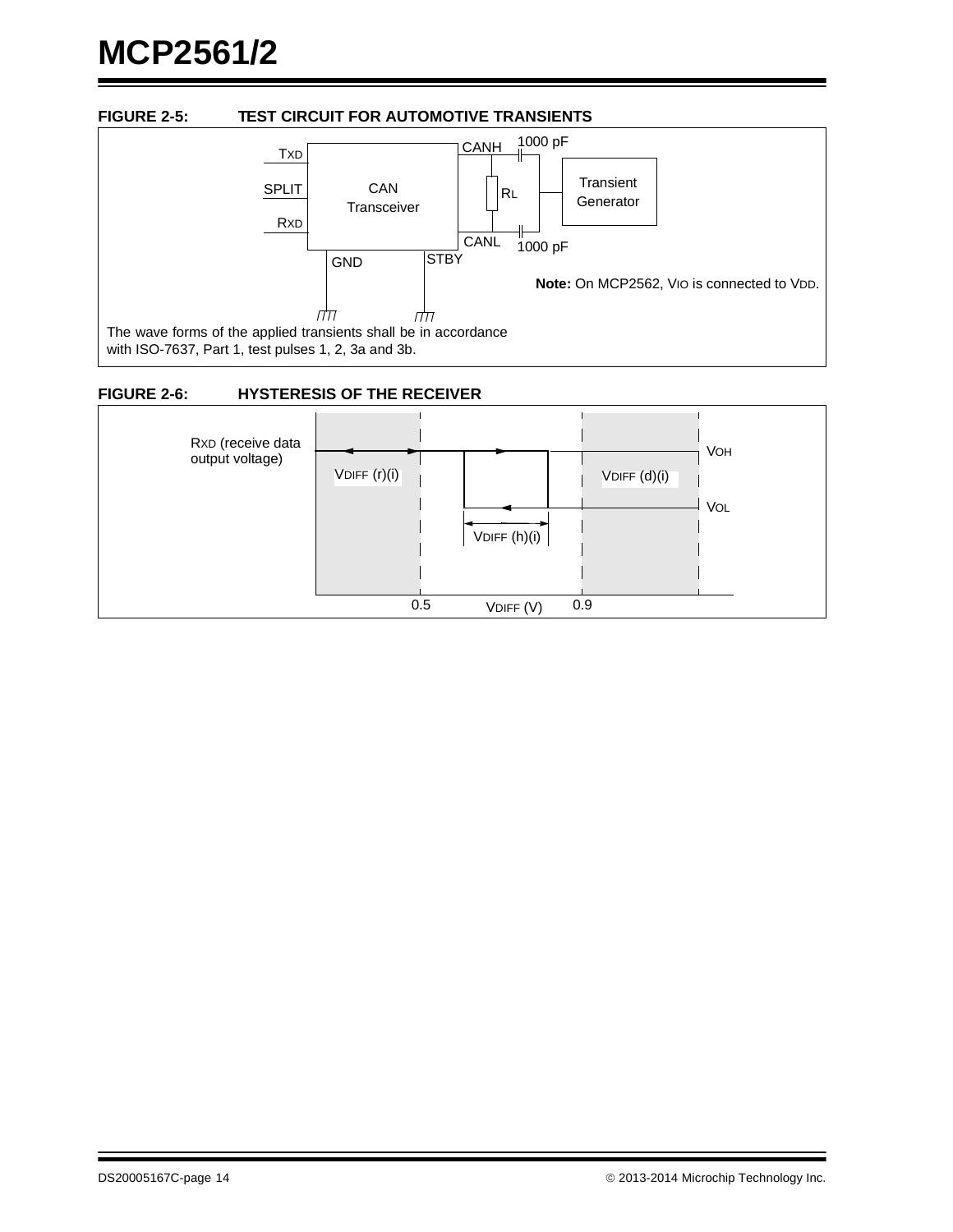**FIGURE 2-5: TEST CIRCUIT FOR AUTOMOTIVE TRANSIENTS**

TXD

SPLIT

RXD

CAN Transceiver

CANH

CANL

GND

STBY

RL

1000 pF

1000 pF

Transient Generator

**Note:** On MCP2562, VIO is connected to VDD.

The wave forms of the applied transients shall be in accordance with ISO-7637, Part 1, test pulses 1, 2, 3a and 3b.

**FIGURE 2-6: HYSTERESIS OF THE RECEIVER**

RXD (receive data output voltage)

VOH

VOL

VDIFF (r)(i)

VDIFF (d)(i)

VDIFF (h)(i)

0.5

VDIFF (V)

0.9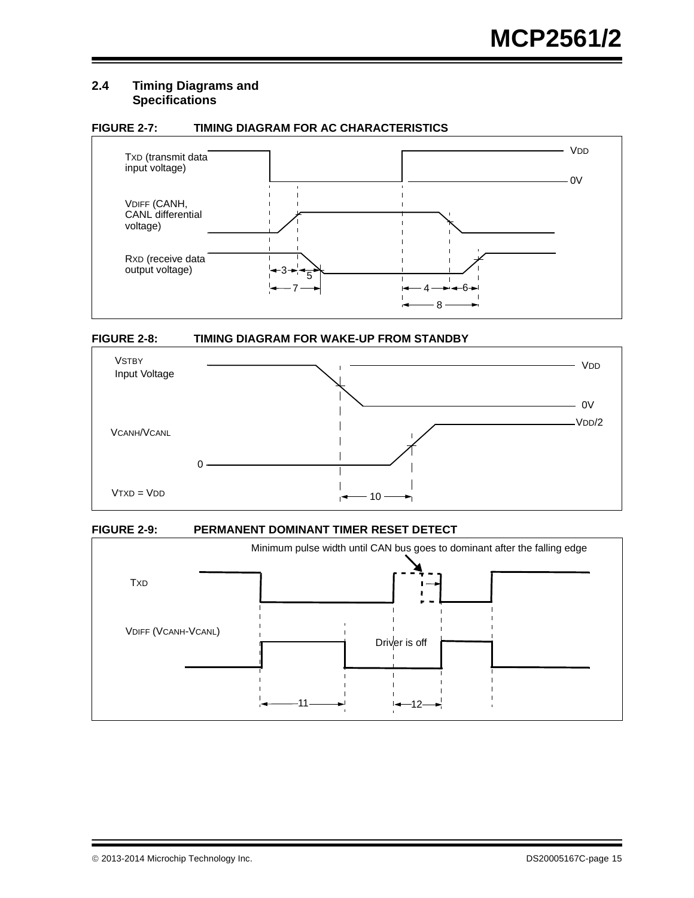## 2.4 Timing Diagrams and Specifications

**FIGURE 2-7: TIMING DIAGRAM FOR AC CHARACTERISTICS**

TXD (transmit data input voltage)

VDIFF (CANH, CANL differential voltage)

RXD (receive data output voltage)

VDD

0V

3 5 7 4 6 8

**FIGURE 2-8: TIMING DIAGRAM FOR WAKE-UP FROM STANDBY**

VSTBY Input Voltage

VDD

0V

VCANH/VCANL

VDD/2

0

VTXD = VDD

10

**FIGURE 2-9: PERMANENT DOMINANT TIMER RESET DETECT**

Minimum pulse width until CAN bus goes to dominant after the falling edge

TXD

VDIFF (VCANH-VCANL)

Driver is off

11 12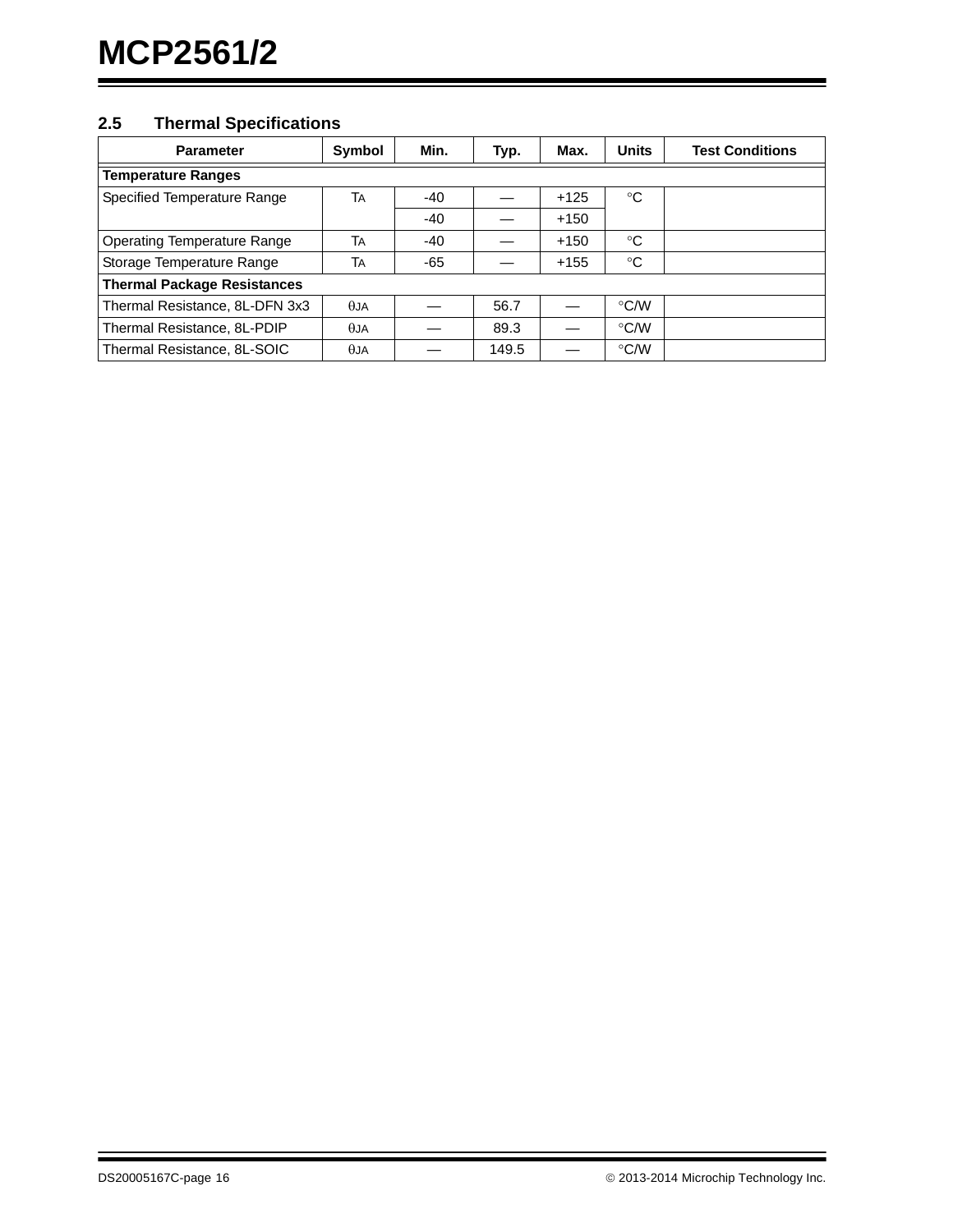## 2.5 Thermal Specifications

| Parameter | Symbol | Min. | Typ. | Max. | Units | Test Conditions |
|---|---|---|---|---|---|---|
| **Temperature Ranges** | | | | | | |
| Specified Temperature Range | $T_A$ | -40 | — | +125 | °C | |
| | | -40 | — | +150 | | |
| Operating Temperature Range | $T_A$ | -40 | — | +150 | °C | |
| Storage Temperature Range | $T_A$ | -65 | — | +155 | °C | |
| **Thermal Package Resistances** | | | | | | |
| Thermal Resistance, 8L-DFN 3x3 | $\theta_{JA}$ | — | 56.7 | — | °C/W | |
| Thermal Resistance, 8L-PDIP | $\theta_{JA}$ | — | 89.3 | — | °C/W | |
| Thermal Resistance, 8L-SOIC | $\theta_{JA}$ | — | 149.5 | — | °C/W | |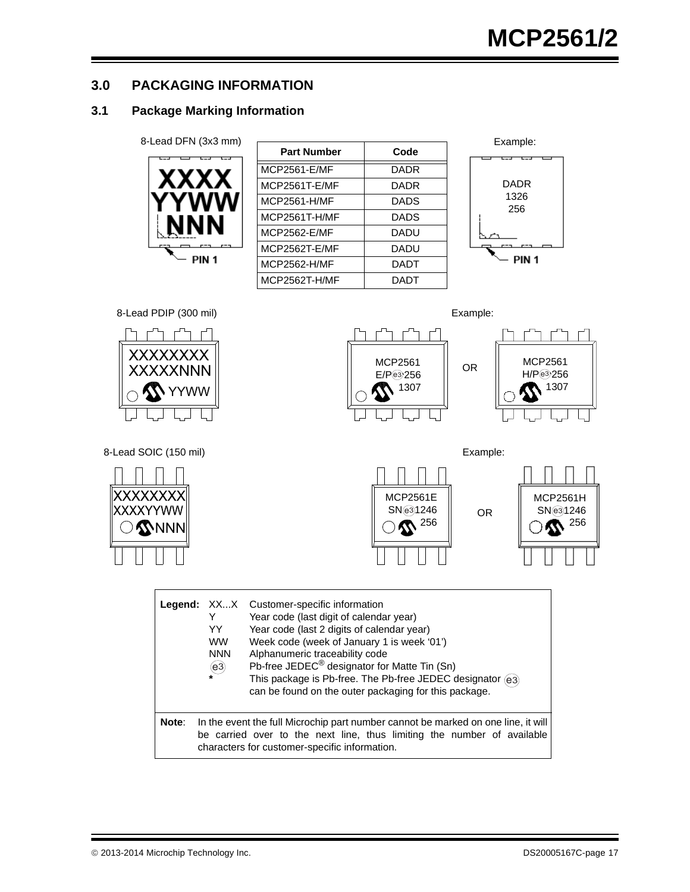## 3.0 PACKAGING INFORMATION

### 3.1 Package Marking Information

8-Lead DFN (3x3 mm)

```
XXXX
YYWW
NNN
```

PIN 1

| Part Number | Code |
|---|---|
| MCP2561-E/MF | DADR |
| MCP2561T-E/MF | DADR |
| MCP2561-H/MF | DADS |
| MCP2561T-H/MF | DADS |
| MCP2562-E/MF | DADU |
| MCP2562T-E/MF | DADU |
| MCP2562-H/MF | DADT |
| MCP2562T-H/MF | DADT |

Example:

```
DADR
1326
256
```

PIN 1

8-Lead PDIP (300 mil)

```
XXXXXXXX
XXXXXNNN
YYWW
```

Example:

```
MCP2561
E/P e3 256
1307
```

OR

```
MCP2561
H/P e3 256
1307
```

8-Lead SOIC (150 mil)

```
XXXXXXXX
XXXXYYWW
NNN
```

Example:

```
MCP2561E
SN e3 1246
256
```

OR

```
MCP2561H
SN e3 1246
256
```

| **Legend:** | | |
|---|---|---|
| | XX...X | Customer-specific information |
| | Y | Year code (last digit of calendar year) |
| | YY | Year code (last 2 digits of calendar year) |
| | WW | Week code (week of January 1 is week '01') |
| | NNN | Alphanumeric traceability code |
| | (e3) | Pb-free JEDEC® designator for Matte Tin (Sn) |
| | * | This package is Pb-free. The Pb-free JEDEC designator (e3) can be found on the outer packaging for this package. |

**Note**: In the event the full Microchip part number cannot be marked on one line, it will be carried over to the next line, thus limiting the number of available characters for customer-specific information.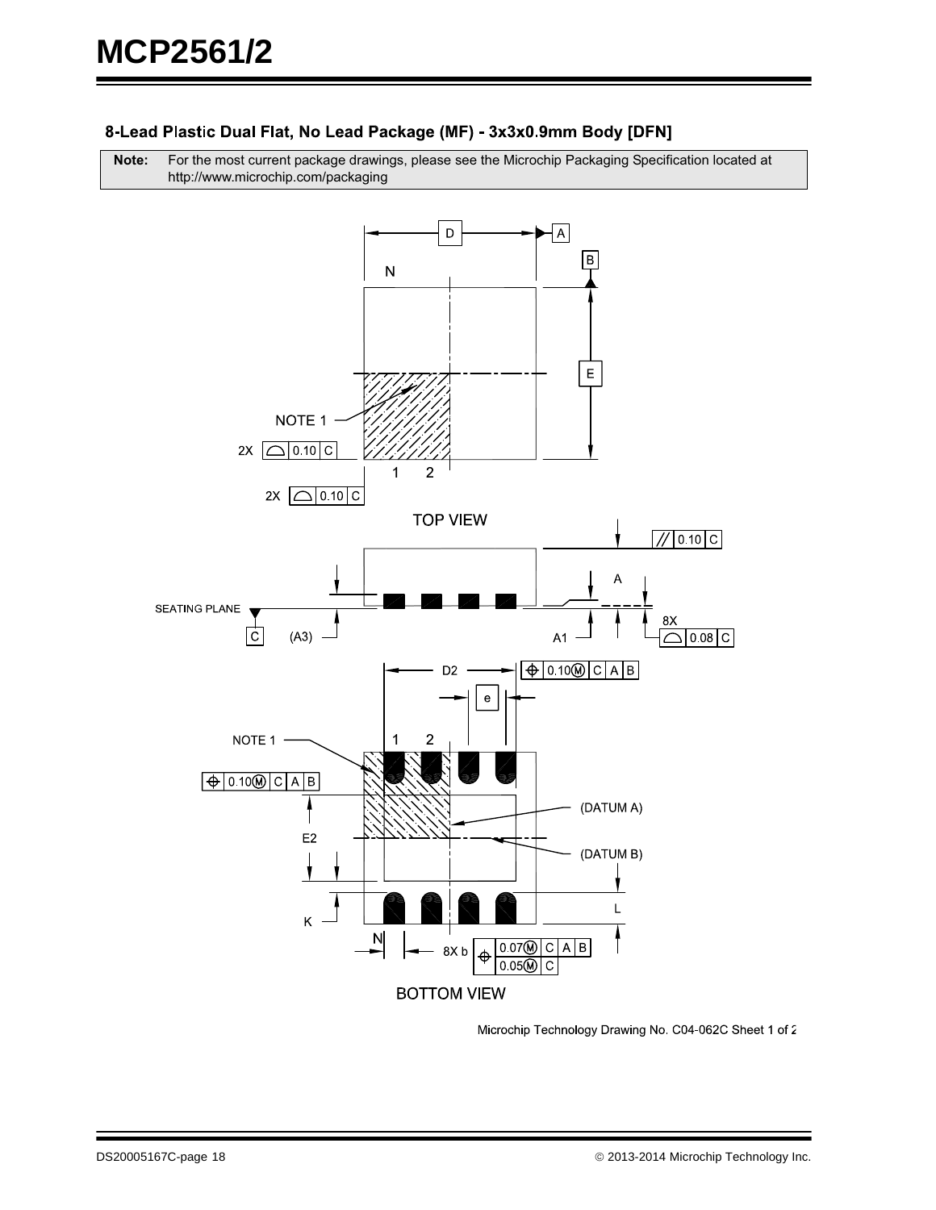### 8-Lead Plastic Dual Flat, No Lead Package (MF) - 3x3x0.9mm Body [DFN]

| **Note:** | For the most current package drawings, please see the Microchip Packaging Specification located at http://www.microchip.com/packaging |
|---|---|

TOP VIEW

BOTTOM VIEW

Microchip Technology Drawing No. C04-062C Sheet 1 of 2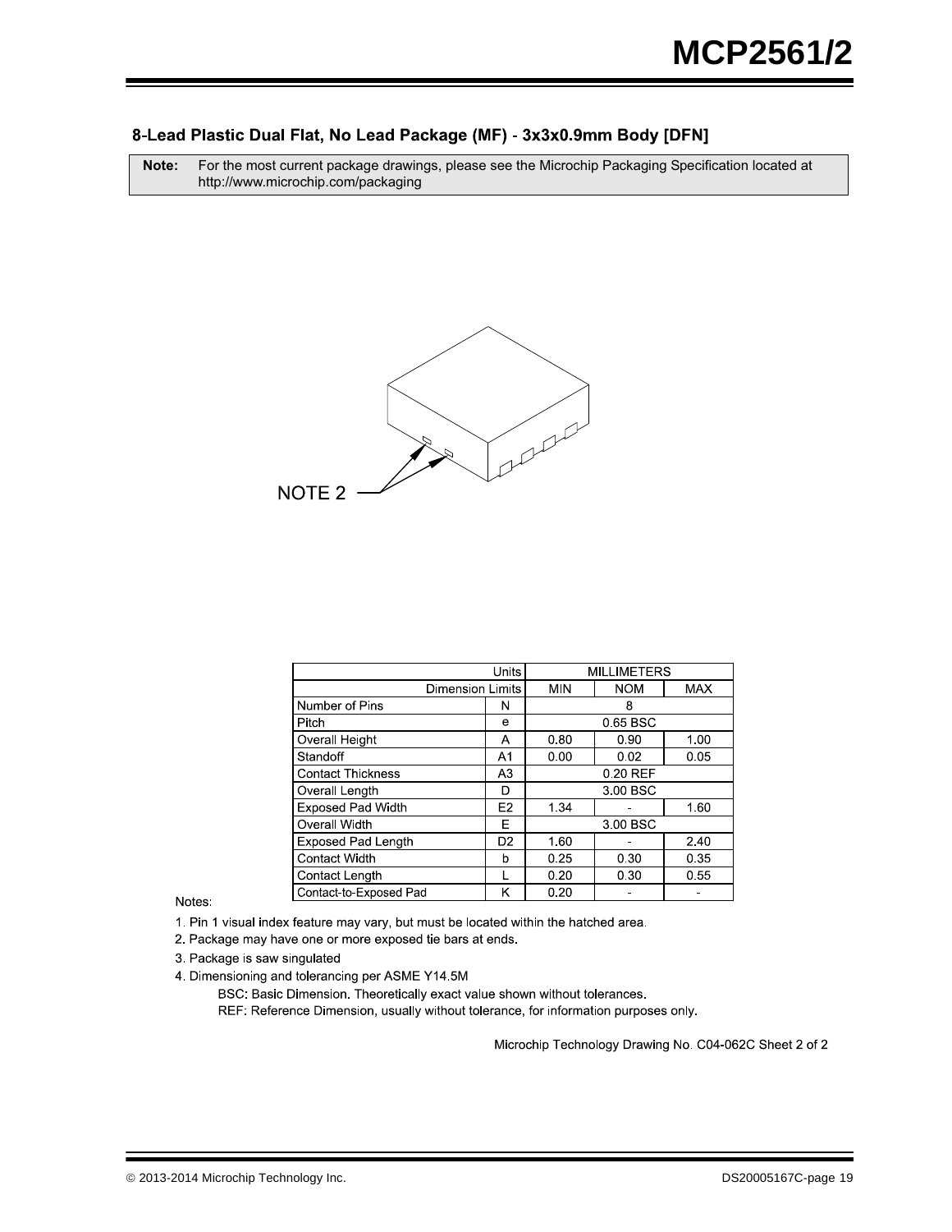## 8-Lead Plastic Dual Flat, No Lead Package (MF) - 3x3x0.9mm Body [DFN]

**Note:** For the most current package drawings, please see the Microchip Packaging Specification located at http://www.microchip.com/packaging

NOTE 2

| Units | | MILLIMETERS | | |
|---|---|---|---|---|
| Dimension Limits | | MIN | NOM | MAX |
| Number of Pins | N | | 8 | |
| Pitch | e | | 0.65 BSC | |
| Overall Height | A | 0.80 | 0.90 | 1.00 |
| Standoff | A1 | 0.00 | 0.02 | 0.05 |
| Contact Thickness | A3 | | 0.20 REF | |
| Overall Length | D | | 3.00 BSC | |
| Exposed Pad Width | E2 | 1.34 | - | 1.60 |
| Overall Width | E | | 3.00 BSC | |
| Exposed Pad Length | D2 | 1.60 | - | 2.40 |
| Contact Width | b | 0.25 | 0.30 | 0.35 |
| Contact Length | L | 0.20 | 0.30 | 0.55 |
| Contact-to-Exposed Pad | K | 0.20 | - | - |

Notes:

1. Pin 1 visual index feature may vary, but must be located within the hatched area.
2. Package may have one or more exposed tie bars at ends.
3. Package is saw singulated
4. Dimensioning and tolerancing per ASME Y14.5M

   BSC: Basic Dimension. Theoretically exact value shown without tolerances.

   REF: Reference Dimension, usually without tolerance, for information purposes only.

Microchip Technology Drawing No. C04-062C Sheet 2 of 2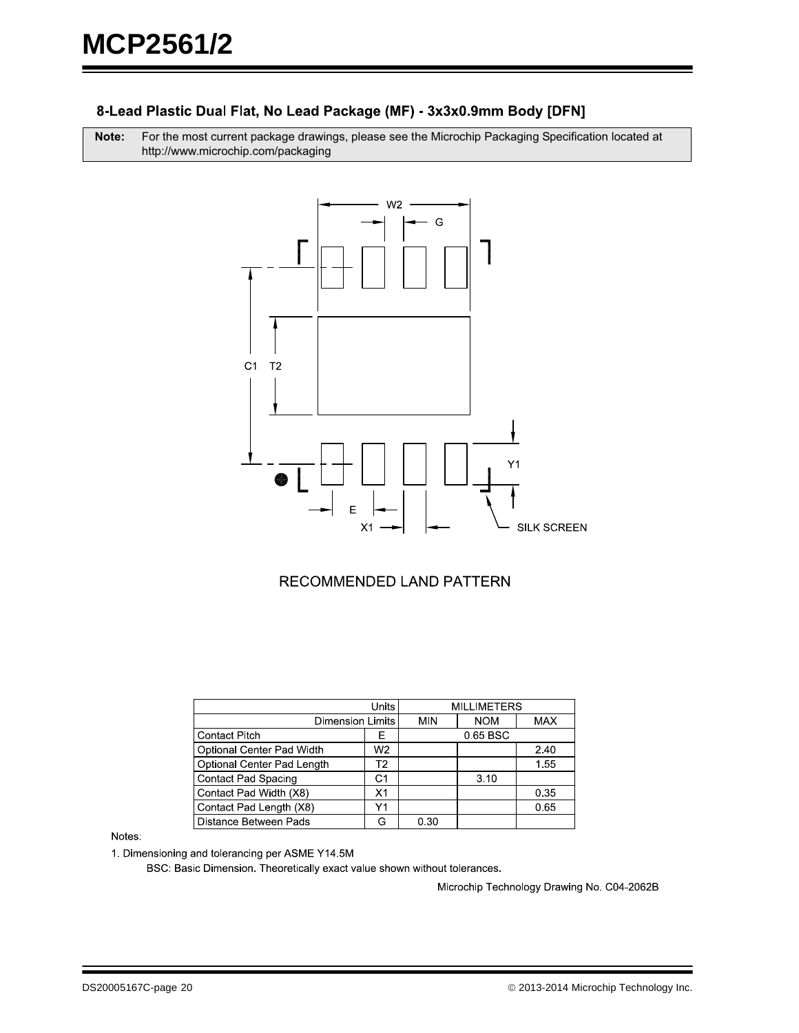## 8-Lead Plastic Dual Flat, No Lead Package (MF) - 3x3x0.9mm Body [DFN]

**Note:** For the most current package drawings, please see the Microchip Packaging Specification located at http://www.microchip.com/packaging

RECOMMENDED LAND PATTERN

| Units | | MILLIMETERS | | |
|---|---|---|---|---|
| Dimension Limits | | MIN | NOM | MAX |
| Contact Pitch | E | | 0.65 BSC | |
| Optional Center Pad Width | W2 | | | 2.40 |
| Optional Center Pad Length | T2 | | | 1.55 |
| Contact Pad Spacing | C1 | | 3.10 | |
| Contact Pad Width (X8) | X1 | | | 0.35 |
| Contact Pad Length (X8) | Y1 | | | 0.65 |
| Distance Between Pads | G | 0.30 | | |

Notes:

1. Dimensioning and tolerancing per ASME Y14.5M

   BSC: Basic Dimension. Theoretically exact value shown without tolerances.

Microchip Technology Drawing No. C04-2062B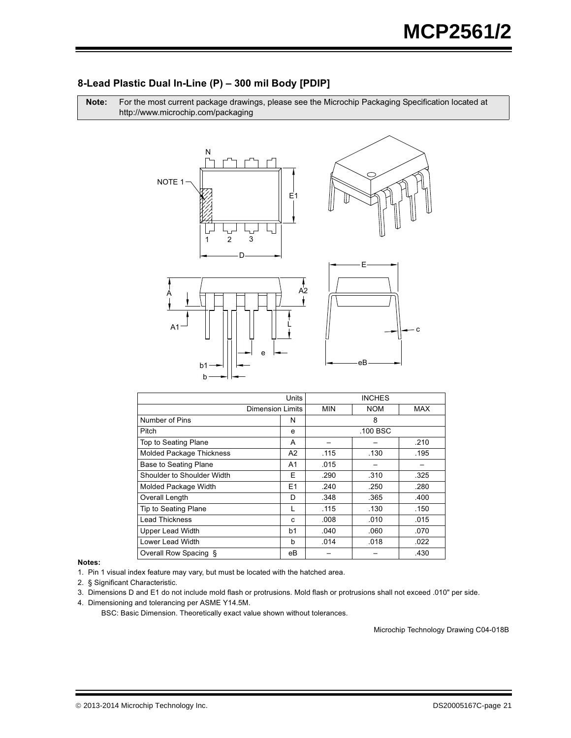## 8-Lead Plastic Dual In-Line (P) – 300 mil Body [PDIP]

| **Note:** | For the most current package drawings, please see the Microchip Packaging Specification located at http://www.microchip.com/packaging |
|---|---|

| Units | | INCHES | | |
|---|---|---|---|---|
| Dimension Limits | | MIN | NOM | MAX |
| Number of Pins | N | | 8 | |
| Pitch | e | | .100 BSC | |
| Top to Seating Plane | A | – | – | .210 |
| Molded Package Thickness | A2 | .115 | .130 | .195 |
| Base to Seating Plane | A1 | .015 | – | – |
| Shoulder to Shoulder Width | E | .290 | .310 | .325 |
| Molded Package Width | E1 | .240 | .250 | .280 |
| Overall Length | D | .348 | .365 | .400 |
| Tip to Seating Plane | L | .115 | .130 | .150 |
| Lead Thickness | c | .008 | .010 | .015 |
| Upper Lead Width | b1 | .040 | .060 | .070 |
| Lower Lead Width | b | .014 | .018 | .022 |
| Overall Row Spacing § | eB | – | – | .430 |

**Notes:**

1. Pin 1 visual index feature may vary, but must be located with the hatched area.
2. § Significant Characteristic.
3. Dimensions D and E1 do not include mold flash or protrusions. Mold flash or protrusions shall not exceed .010" per side.
4. Dimensioning and tolerancing per ASME Y14.5M.

   BSC: Basic Dimension. Theoretically exact value shown without tolerances.

Microchip Technology Drawing C04-018B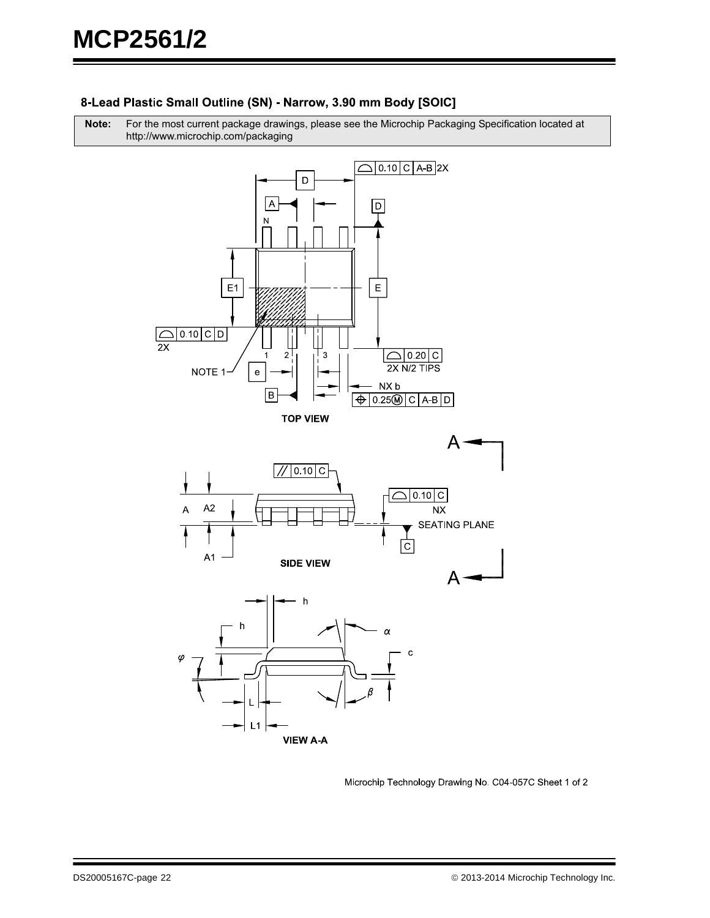## 8-Lead Plastic Small Outline (SN) - Narrow, 3.90 mm Body [SOIC]

| Note: | For the most current package drawings, please see the Microchip Packaging Specification located at http://www.microchip.com/packaging |
|---|---|

TOP VIEW

SIDE VIEW

VIEW A-A

Microchip Technology Drawing No. C04-057C Sheet 1 of 2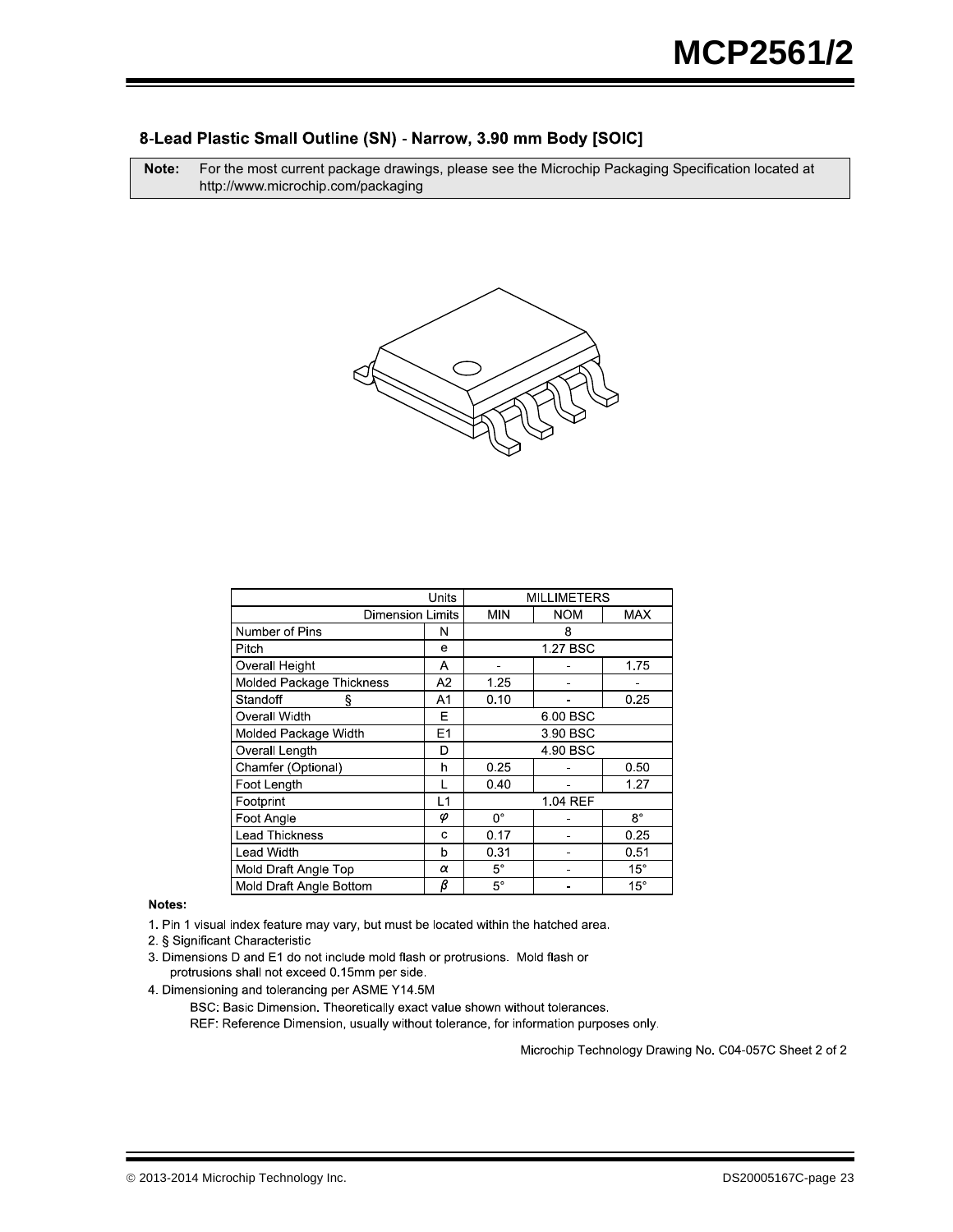## 8-Lead Plastic Small Outline (SN) - Narrow, 3.90 mm Body [SOIC]

**Note:** For the most current package drawings, please see the Microchip Packaging Specification located at http://www.microchip.com/packaging

| Units | | MILLIMETERS | | |
|---|---|---|---|---|
| Dimension Limits | | MIN | NOM | MAX |
| Number of Pins | N | | 8 | |
| Pitch | e | | 1.27 BSC | |
| Overall Height | A | - | - | 1.75 |
| Molded Package Thickness | A2 | 1.25 | - | - |
| Standoff § | A1 | 0.10 | - | 0.25 |
| Overall Width | E | | 6.00 BSC | |
| Molded Package Width | E1 | | 3.90 BSC | |
| Overall Length | D | | 4.90 BSC | |
| Chamfer (Optional) | h | 0.25 | - | 0.50 |
| Foot Length | L | 0.40 | - | 1.27 |
| Footprint | L1 | | 1.04 REF | |
| Foot Angle | φ | 0° | - | 8° |
| Lead Thickness | c | 0.17 | - | 0.25 |
| Lead Width | b | 0.31 | - | 0.51 |
| Mold Draft Angle Top | α | 5° | - | 15° |
| Mold Draft Angle Bottom | β | 5° | - | 15° |

**Notes:**

1. Pin 1 visual index feature may vary, but must be located within the hatched area.
2. § Significant Characteristic
3. Dimensions D and E1 do not include mold flash or protrusions. Mold flash or protrusions shall not exceed 0.15mm per side.
4. Dimensioning and tolerancing per ASME Y14.5M

   BSC: Basic Dimension. Theoretically exact value shown without tolerances.

   REF: Reference Dimension, usually without tolerance, for information purposes only.

Microchip Technology Drawing No. C04-057C Sheet 2 of 2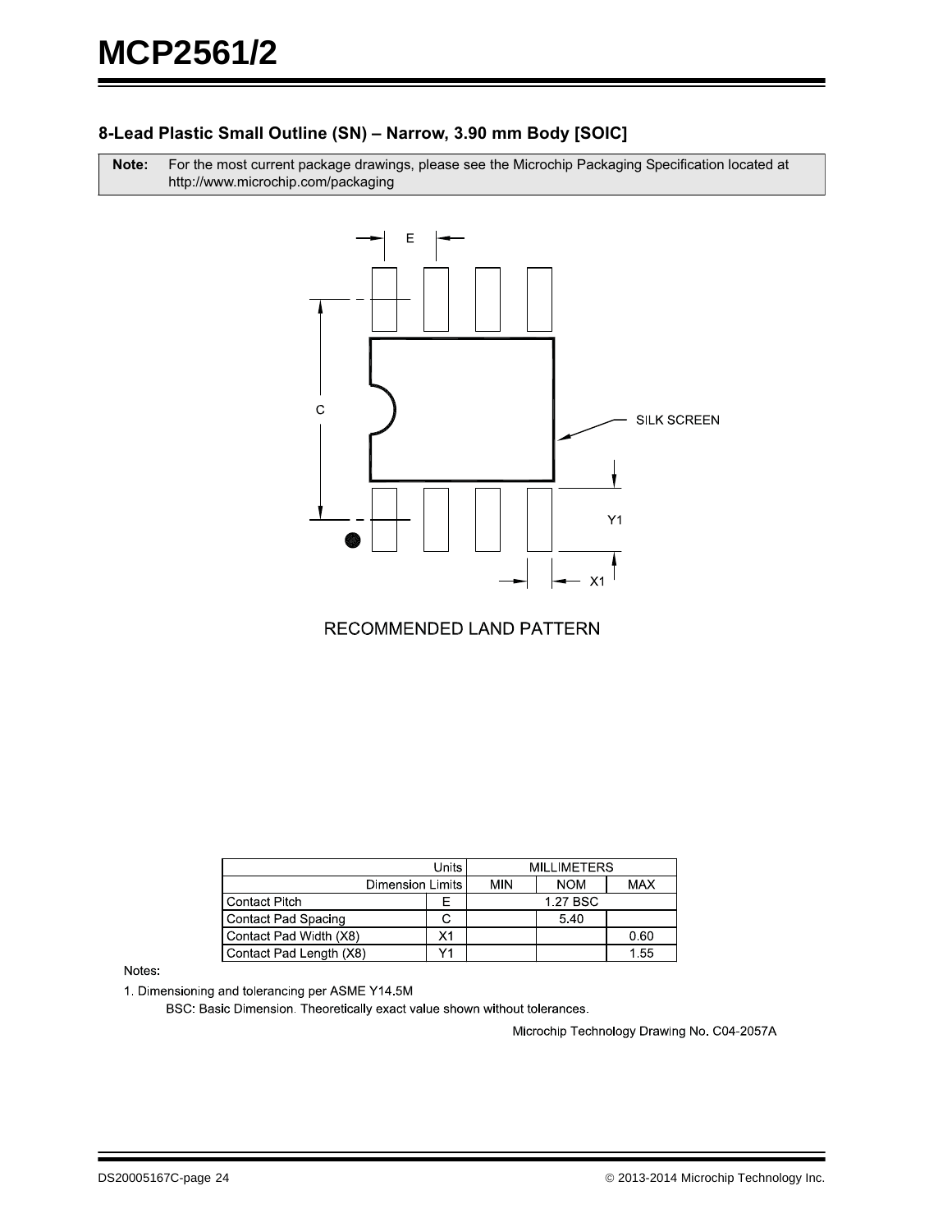## 8-Lead Plastic Small Outline (SN) – Narrow, 3.90 mm Body [SOIC]

**Note:** For the most current package drawings, please see the Microchip Packaging Specification located at http://www.microchip.com/packaging

RECOMMENDED LAND PATTERN

| Units | | MILLIMETERS | | |
|---|---|---|---|---|
| Dimension Limits | | MIN | NOM | MAX |
| Contact Pitch | E | | 1.27 BSC | |
| Contact Pad Spacing | C | | 5.40 | |
| Contact Pad Width (X8) | X1 | | | 0.60 |
| Contact Pad Length (X8) | Y1 | | | 1.55 |

Notes:

1. Dimensioning and tolerancing per ASME Y14.5M

BSC: Basic Dimension. Theoretically exact value shown without tolerances.

Microchip Technology Drawing No. C04-2057A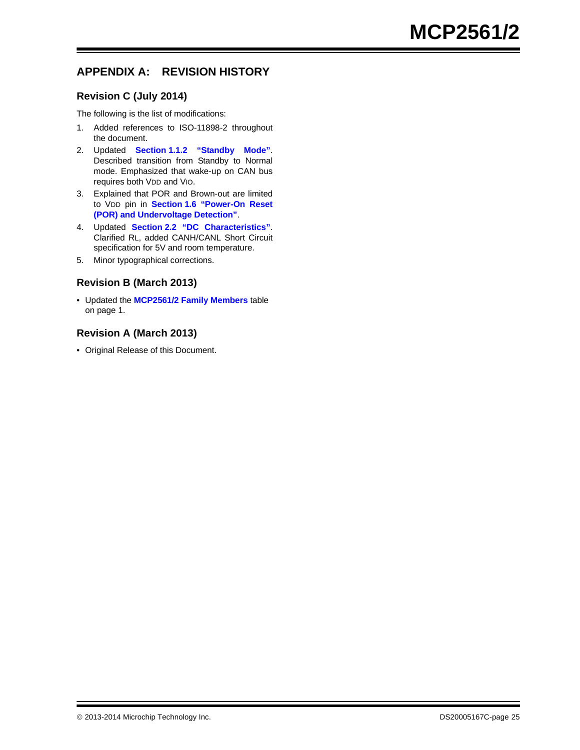# APPENDIX A: REVISION HISTORY

## Revision C (July 2014)

The following is the list of modifications:

1. Added references to ISO-11898-2 throughout the document.
2. Updated **Section 1.1.2 "Standby Mode"**. Described transition from Standby to Normal mode. Emphasized that wake-up on CAN bus requires both $V_{DD}$ and $V_{IO}$.
3. Explained that POR and Brown-out are limited to $V_{DD}$ pin in **Section 1.6 "Power-On Reset (POR) and Undervoltage Detection"**.
4. Updated **Section 2.2 "DC Characteristics"**. Clarified $R_L$, added CANH/CANL Short Circuit specification for 5V and room temperature.
5. Minor typographical corrections.

## Revision B (March 2013)

- Updated the **MCP2561/2 Family Members** table on page 1.

## Revision A (March 2013)

- Original Release of this Document.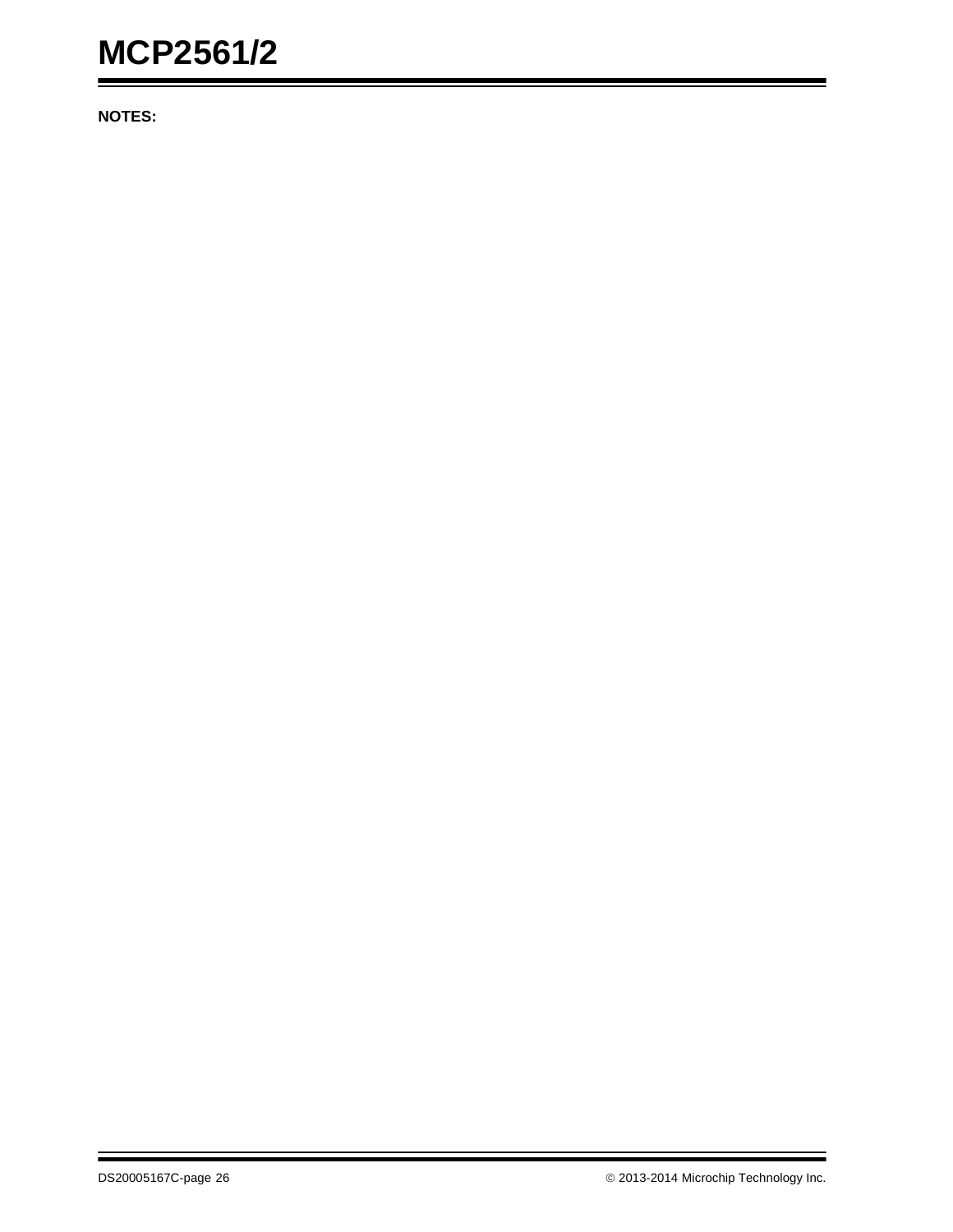**NOTES:**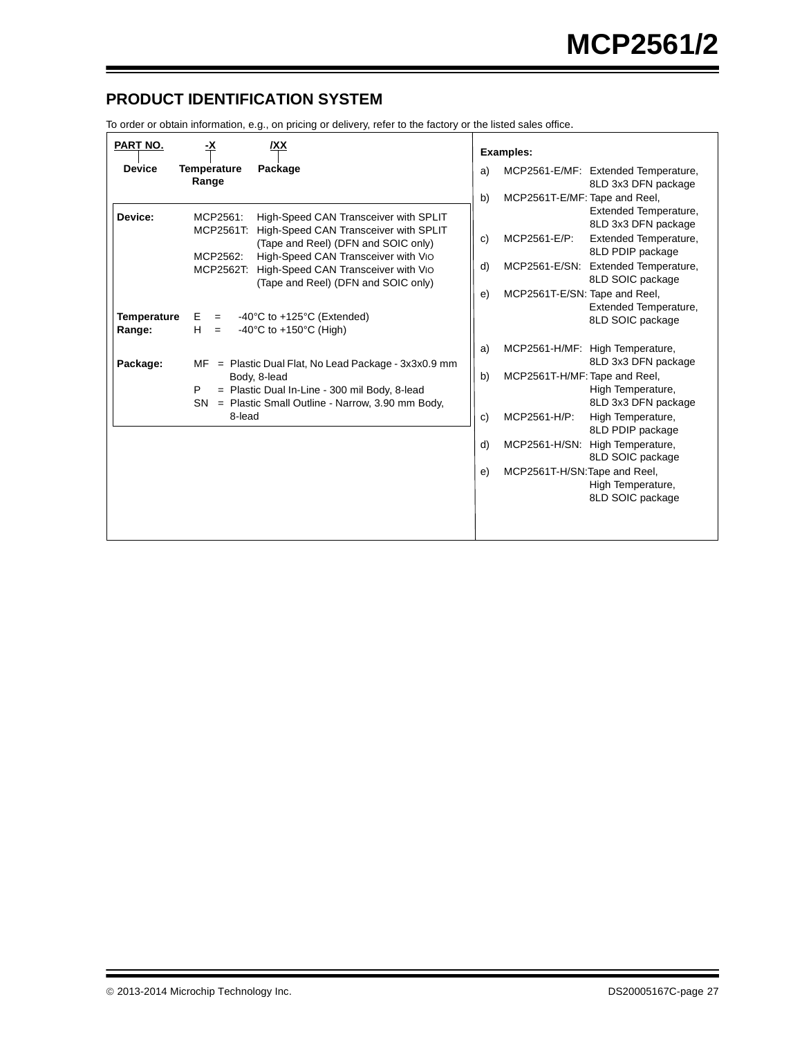## PRODUCT IDENTIFICATION SYSTEM

To order or obtain information, e.g., on pricing or delivery, refer to the factory or the listed sales office.

| PART NO. | -X | /XX |
|---|---|---|
| Device | Temperature Range | Package |

**Device:**

- MCP2561: High-Speed CAN Transceiver with SPLIT
- MCP2561T: High-Speed CAN Transceiver with SPLIT (Tape and Reel) (DFN and SOIC only)
- MCP2562: High-Speed CAN Transceiver with $V_{IO}$
- MCP2562T: High-Speed CAN Transceiver with $V_{IO}$ (Tape and Reel) (DFN and SOIC only)

**Temperature Range:**

- E = -40°C to +125°C (Extended)
- H = -40°C to +150°C (High)

**Package:**

- MF = Plastic Dual Flat, No Lead Package - 3x3x0.9 mm Body, 8-lead
- P = Plastic Dual In-Line - 300 mil Body, 8-lead
- SN = Plastic Small Outline - Narrow, 3.90 mm Body, 8-lead

**Examples:**

a) MCP2561-E/MF: Extended Temperature, 8LD 3x3 DFN package

b) MCP2561T-E/MF: Tape and Reel, Extended Temperature, 8LD 3x3 DFN package

c) MCP2561-E/P: Extended Temperature, 8LD PDIP package

d) MCP2561-E/SN: Extended Temperature, 8LD SOIC package

e) MCP2561T-E/SN: Tape and Reel, Extended Temperature, 8LD SOIC package

a) MCP2561-H/MF: High Temperature, 8LD 3x3 DFN package

b) MCP2561T-H/MF: Tape and Reel, High Temperature, 8LD 3x3 DFN package

c) MCP2561-H/P: High Temperature, 8LD PDIP package

d) MCP2561-H/SN: High Temperature, 8LD SOIC package

e) MCP2561T-H/SN: Tape and Reel, High Temperature, 8LD SOIC package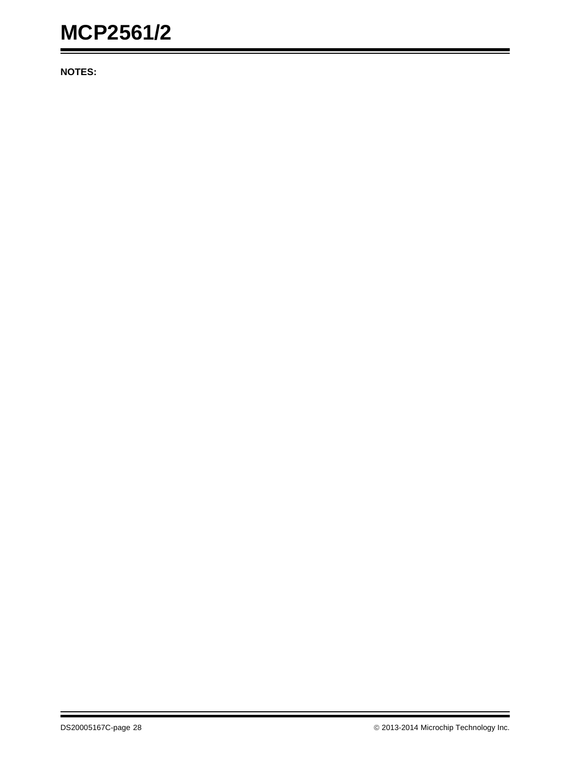**NOTES:**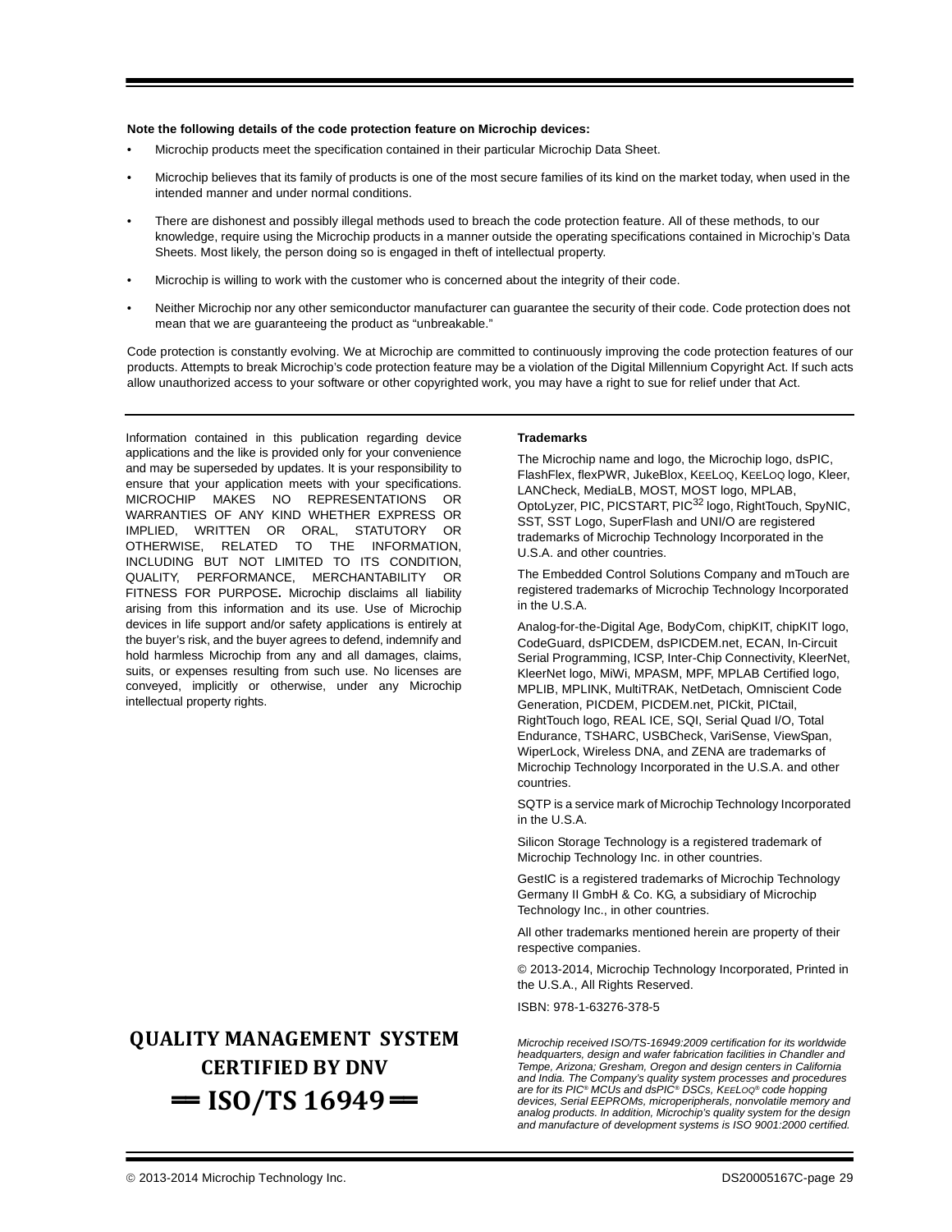**Note the following details of the code protection feature on Microchip devices:**

- Microchip products meet the specification contained in their particular Microchip Data Sheet.
- Microchip believes that its family of products is one of the most secure families of its kind on the market today, when used in the intended manner and under normal conditions.
- There are dishonest and possibly illegal methods used to breach the code protection feature. All of these methods, to our knowledge, require using the Microchip products in a manner outside the operating specifications contained in Microchip's Data Sheets. Most likely, the person doing so is engaged in theft of intellectual property.
- Microchip is willing to work with the customer who is concerned about the integrity of their code.
- Neither Microchip nor any other semiconductor manufacturer can guarantee the security of their code. Code protection does not mean that we are guaranteeing the product as "unbreakable."

Code protection is constantly evolving. We at Microchip are committed to continuously improving the code protection features of our products. Attempts to break Microchip's code protection feature may be a violation of the Digital Millennium Copyright Act. If such acts allow unauthorized access to your software or other copyrighted work, you may have a right to sue for relief under that Act.

---

Information contained in this publication regarding device applications and the like is provided only for your convenience and may be superseded by updates. It is your responsibility to ensure that your application meets with your specifications. MICROCHIP MAKES NO REPRESENTATIONS OR WARRANTIES OF ANY KIND WHETHER EXPRESS OR IMPLIED, WRITTEN OR ORAL, STATUTORY OR OTHERWISE, RELATED TO THE INFORMATION, INCLUDING BUT NOT LIMITED TO ITS CONDITION, QUALITY, PERFORMANCE, MERCHANTABILITY OR FITNESS FOR PURPOSE**.** Microchip disclaims all liability arising from this information and its use. Use of Microchip devices in life support and/or safety applications is entirely at the buyer's risk, and the buyer agrees to defend, indemnify and hold harmless Microchip from any and all damages, claims, suits, or expenses resulting from such use. No licenses are conveyed, implicitly or otherwise, under any Microchip intellectual property rights.

**QUALITY MANAGEMENT SYSTEM CERTIFIED BY DNV**

**═ ISO/TS 16949 ═**

**Trademarks**

The Microchip name and logo, the Microchip logo, dsPIC, FlashFlex, flexPWR, JukeBlox, KEELOQ, KEELOQ logo, Kleer, LANCheck, MediaLB, MOST, MOST logo, MPLAB, OptoLyzer, PIC, PICSTART, PIC32 logo, RightTouch, SpyNIC, SST, SST Logo, SuperFlash and UNI/O are registered trademarks of Microchip Technology Incorporated in the U.S.A. and other countries.

The Embedded Control Solutions Company and mTouch are registered trademarks of Microchip Technology Incorporated in the U.S.A.

Analog-for-the-Digital Age, BodyCom, chipKIT, chipKIT logo, CodeGuard, dsPICDEM, dsPICDEM.net, ECAN, In-Circuit Serial Programming, ICSP, Inter-Chip Connectivity, KleerNet, KleerNet logo, MiWi, MPASM, MPF, MPLAB Certified logo, MPLIB, MPLINK, MultiTRAK, NetDetach, Omniscient Code Generation, PICDEM, PICDEM.net, PICkit, PICtail, RightTouch logo, REAL ICE, SQI, Serial Quad I/O, Total Endurance, TSHARC, USBCheck, VariSense, ViewSpan, WiperLock, Wireless DNA, and ZENA are trademarks of Microchip Technology Incorporated in the U.S.A. and other countries.

SQTP is a service mark of Microchip Technology Incorporated in the U.S.A.

Silicon Storage Technology is a registered trademark of Microchip Technology Inc. in other countries.

GestIC is a registered trademarks of Microchip Technology Germany II GmbH & Co. KG, a subsidiary of Microchip Technology Inc., in other countries.

All other trademarks mentioned herein are property of their respective companies.

© 2013-2014, Microchip Technology Incorporated, Printed in the U.S.A., All Rights Reserved.

ISBN: 978-1-63276-378-5

*Microchip received ISO/TS-16949:2009 certification for its worldwide headquarters, design and wafer fabrication facilities in Chandler and Tempe, Arizona; Gresham, Oregon and design centers in California and India. The Company's quality system processes and procedures are for its PIC® MCUs and dsPIC® DSCs, KEELOQ® code hopping devices, Serial EEPROMs, microperipherals, nonvolatile memory and analog products. In addition, Microchip's quality system for the design and manufacture of development systems is ISO 9001:2000 certified.*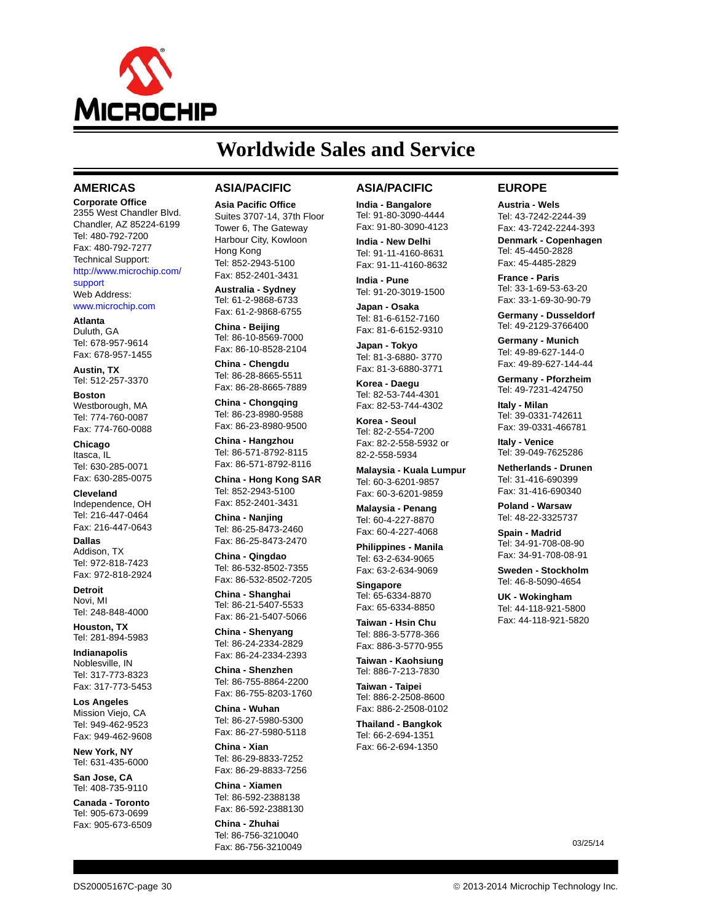# Worldwide Sales and Service

## AMERICAS

**Corporate Office**
2355 West Chandler Blvd.
Chandler, AZ 85224-6199
Tel: 480-792-7200
Fax: 480-792-7277
Technical Support:
http://www.microchip.com/support
Web Address:
www.microchip.com

**Atlanta**
Duluth, GA
Tel: 678-957-9614
Fax: 678-957-1455

**Austin, TX**
Tel: 512-257-3370

**Boston**
Westborough, MA
Tel: 774-760-0087
Fax: 774-760-0088

**Chicago**
Itasca, IL
Tel: 630-285-0071
Fax: 630-285-0075

**Cleveland**
Independence, OH
Tel: 216-447-0464
Fax: 216-447-0643

**Dallas**
Addison, TX
Tel: 972-818-7423
Fax: 972-818-2924

**Detroit**
Novi, MI
Tel: 248-848-4000

**Houston, TX**
Tel: 281-894-5983

**Indianapolis**
Noblesville, IN
Tel: 317-773-8323
Fax: 317-773-5453

**Los Angeles**
Mission Viejo, CA
Tel: 949-462-9523
Fax: 949-462-9608

**New York, NY**
Tel: 631-435-6000

**San Jose, CA**
Tel: 408-735-9110

**Canada - Toronto**
Tel: 905-673-0699
Fax: 905-673-6509

## ASIA/PACIFIC

**Asia Pacific Office**
Suites 3707-14, 37th Floor
Tower 6, The Gateway
Harbour City, Kowloon
Hong Kong
Tel: 852-2943-5100
Fax: 852-2401-3431

**Australia - Sydney**
Tel: 61-2-9868-6733
Fax: 61-2-9868-6755

**China - Beijing**
Tel: 86-10-8569-7000
Fax: 86-10-8528-2104

**China - Chengdu**
Tel: 86-28-8665-5511
Fax: 86-28-8665-7889

**China - Chongqing**
Tel: 86-23-8980-9588
Fax: 86-23-8980-9500

**China - Hangzhou**
Tel: 86-571-8792-8115
Fax: 86-571-8792-8116

**China - Hong Kong SAR**
Tel: 852-2943-5100
Fax: 852-2401-3431

**China - Nanjing**
Tel: 86-25-8473-2460
Fax: 86-25-8473-2470

**China - Qingdao**
Tel: 86-532-8502-7355
Fax: 86-532-8502-7205

**China - Shanghai**
Tel: 86-21-5407-5533
Fax: 86-21-5407-5066

**China - Shenyang**
Tel: 86-24-2334-2829
Fax: 86-24-2334-2393

**China - Shenzhen**
Tel: 86-755-8864-2200
Fax: 86-755-8203-1760

**China - Wuhan**
Tel: 86-27-5980-5300
Fax: 86-27-5980-5118

**China - Xian**
Tel: 86-29-8833-7252
Fax: 86-29-8833-7256

**China - Xiamen**
Tel: 86-592-2388138
Fax: 86-592-2388130

**China - Zhuhai**
Tel: 86-756-3210040
Fax: 86-756-3210049

## ASIA/PACIFIC

**India - Bangalore**
Tel: 91-80-3090-4444
Fax: 91-80-3090-4123

**India - New Delhi**
Tel: 91-11-4160-8631
Fax: 91-11-4160-8632

**India - Pune**
Tel: 91-20-3019-1500

**Japan - Osaka**
Tel: 81-6-6152-7160
Fax: 81-6-6152-9310

**Japan - Tokyo**
Tel: 81-3-6880- 3770
Fax: 81-3-6880-3771

**Korea - Daegu**
Tel: 82-53-744-4301
Fax: 82-53-744-4302

**Korea - Seoul**
Tel: 82-2-554-7200
Fax: 82-2-558-5932 or
82-2-558-5934

**Malaysia - Kuala Lumpur**
Tel: 60-3-6201-9857
Fax: 60-3-6201-9859

**Malaysia - Penang**
Tel: 60-4-227-8870
Fax: 60-4-227-4068

**Philippines - Manila**
Tel: 63-2-634-9065
Fax: 63-2-634-9069

**Singapore**
Tel: 65-6334-8870
Fax: 65-6334-8850

**Taiwan - Hsin Chu**
Tel: 886-3-5778-366
Fax: 886-3-5770-955

**Taiwan - Kaohsiung**
Tel: 886-7-213-7830

**Taiwan - Taipei**
Tel: 886-2-2508-8600
Fax: 886-2-2508-0102

**Thailand - Bangkok**
Tel: 66-2-694-1351
Fax: 66-2-694-1350

## EUROPE

**Austria - Wels**
Tel: 43-7242-2244-39
Fax: 43-7242-2244-393

**Denmark - Copenhagen**
Tel: 45-4450-2828
Fax: 45-4485-2829

**France - Paris**
Tel: 33-1-69-53-63-20
Fax: 33-1-69-30-90-79

**Germany - Dusseldorf**
Tel: 49-2129-3766400

**Germany - Munich**
Tel: 49-89-627-144-0
Fax: 49-89-627-144-44

**Germany - Pforzheim**
Tel: 49-7231-424750

**Italy - Milan**
Tel: 39-0331-742611
Fax: 39-0331-466781

**Italy - Venice**
Tel: 39-049-7625286

**Netherlands - Drunen**
Tel: 31-416-690399
Fax: 31-416-690340

**Poland - Warsaw**
Tel: 48-22-3325737

**Spain - Madrid**
Tel: 34-91-708-08-90
Fax: 34-91-708-08-91

**Sweden - Stockholm**
Tel: 46-8-5090-4654

**UK - Wokingham**
Tel: 44-118-921-5800
Fax: 44-118-921-5820

03/25/14